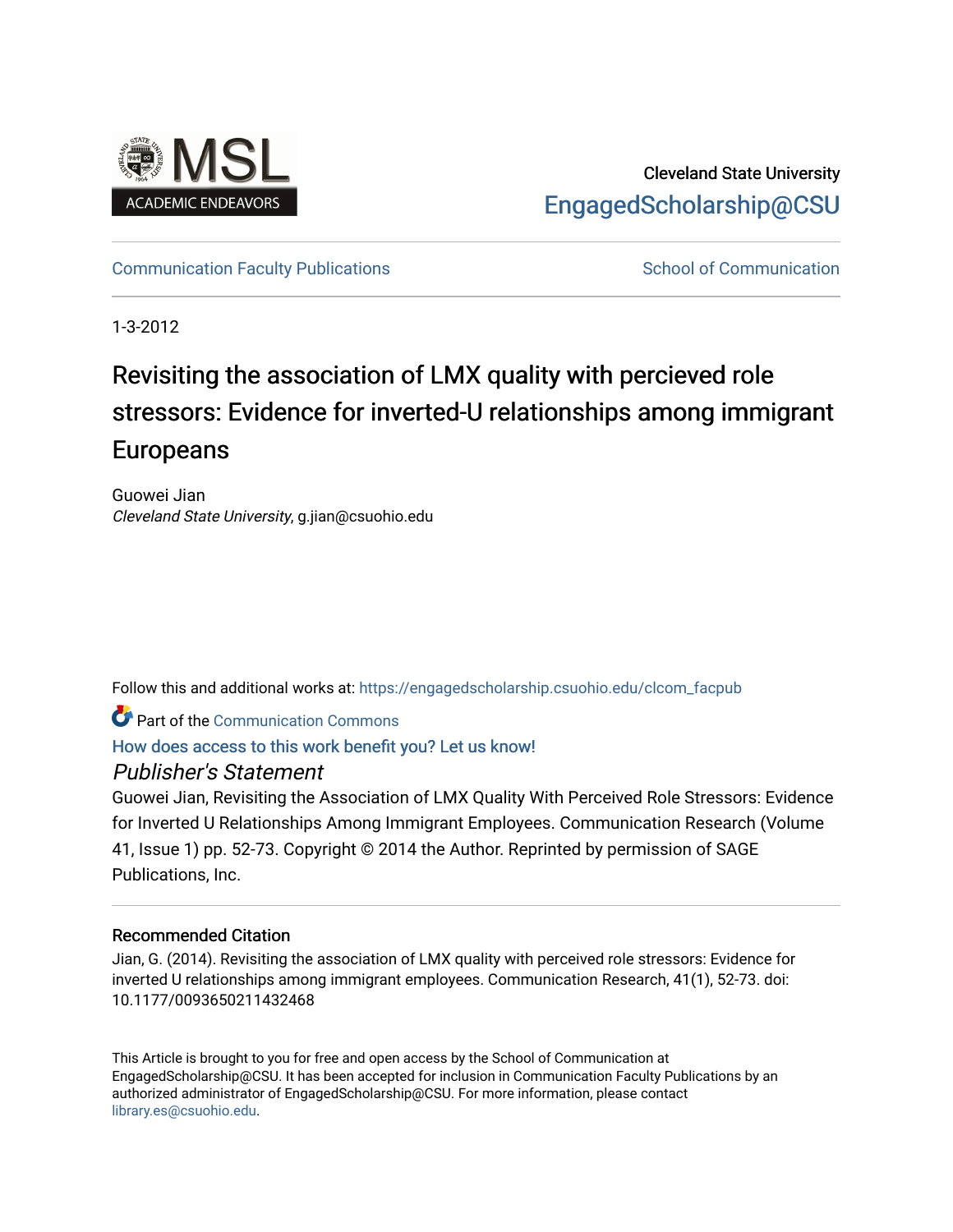Cleveland State University

EngagedScholarship@CSU

Communication Faculty Publications | School of Communication

1-3-2012

# Revisiting the association of LMX quality with percieved role stressors: Evidence for inverted-U relationships among immigrant Europeans

Guowei Jian
*Cleveland State University*, g.jian@csuohio.edu

Follow this and additional works at: https://engagedscholarship.csuohio.edu/clcom_facpub

Part of the Communication Commons

How does access to this work benefit you? Let us know!

## *Publisher's Statement*

Guowei Jian, Revisiting the Association of LMX Quality With Perceived Role Stressors: Evidence for Inverted U Relationships Among Immigrant Employees. Communication Research (Volume 41, Issue 1) pp. 52-73. Copyright © 2014 the Author. Reprinted by permission of SAGE Publications, Inc.

### Recommended Citation

Jian, G. (2014). Revisiting the association of LMX quality with perceived role stressors: Evidence for inverted U relationships among immigrant employees. Communication Research, 41(1), 52-73. doi: 10.1177/0093650211432468

This Article is brought to you for free and open access by the School of Communication at EngagedScholarship@CSU. It has been accepted for inclusion in Communication Faculty Publications by an authorized administrator of EngagedScholarship@CSU. For more information, please contact library.es@csuohio.edu.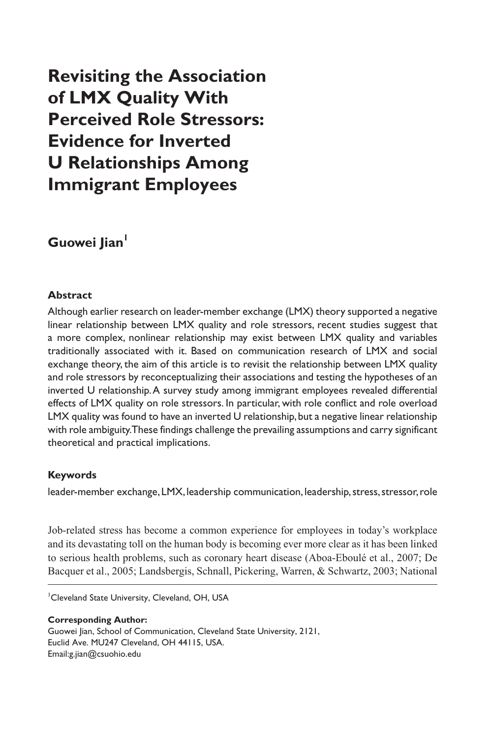# Revisiting the Association of LMX Quality With Perceived Role Stressors: Evidence for Inverted U Relationships Among Immigrant Employees

**Guowei Jian**[1]

### Abstract

Although earlier research on leader-member exchange (LMX) theory supported a negative linear relationship between LMX quality and role stressors, recent studies suggest that a more complex, nonlinear relationship may exist between LMX quality and variables traditionally associated with it. Based on communication research of LMX and social exchange theory, the aim of this article is to revisit the relationship between LMX quality and role stressors by reconceptualizing their associations and testing the hypotheses of an inverted U relationship. A survey study among immigrant employees revealed differential effects of LMX quality on role stressors. In particular, with role conflict and role overload LMX quality was found to have an inverted U relationship, but a negative linear relationship with role ambiguity. These findings challenge the prevailing assumptions and carry significant theoretical and practical implications.

### Keywords

leader-member exchange, LMX, leadership communication, leadership, stress, stressor, role

Job-related stress has become a common experience for employees in today's workplace and its devastating toll on the human body is becoming ever more clear as it has been linked to serious health problems, such as coronary heart disease (Aboa-Eboulé et al., 2007; De Bacquer et al., 2005; Landsbergis, Schnall, Pickering, Warren, & Schwartz, 2003; National

---

[1]Cleveland State University, Cleveland, OH, USA

**Corresponding Author:**
Guowei Jian, School of Communication, Cleveland State University, 2121, Euclid Ave. MU247 Cleveland, OH 44115, USA.
Email:g.jian@csuohio.edu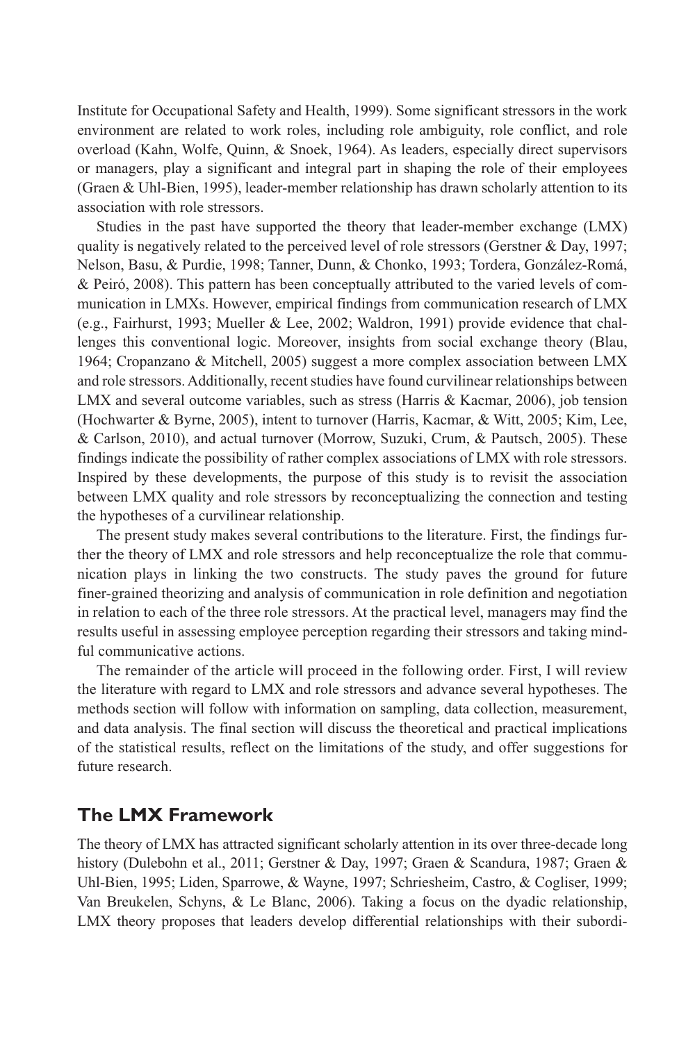Institute for Occupational Safety and Health, 1999). Some significant stressors in the work environment are related to work roles, including role ambiguity, role conflict, and role overload (Kahn, Wolfe, Quinn, & Snoek, 1964). As leaders, especially direct supervisors or managers, play a significant and integral part in shaping the role of their employees (Graen & Uhl-Bien, 1995), leader-member relationship has drawn scholarly attention to its association with role stressors.

Studies in the past have supported the theory that leader-member exchange (LMX) quality is negatively related to the perceived level of role stressors (Gerstner & Day, 1997; Nelson, Basu, & Purdie, 1998; Tanner, Dunn, & Chonko, 1993; Tordera, González-Romá, & Peiró, 2008). This pattern has been conceptually attributed to the varied levels of communication in LMXs. However, empirical findings from communication research of LMX (e.g., Fairhurst, 1993; Mueller & Lee, 2002; Waldron, 1991) provide evidence that challenges this conventional logic. Moreover, insights from social exchange theory (Blau, 1964; Cropanzano & Mitchell, 2005) suggest a more complex association between LMX and role stressors. Additionally, recent studies have found curvilinear relationships between LMX and several outcome variables, such as stress (Harris & Kacmar, 2006), job tension (Hochwarter & Byrne, 2005), intent to turnover (Harris, Kacmar, & Witt, 2005; Kim, Lee, & Carlson, 2010), and actual turnover (Morrow, Suzuki, Crum, & Pautsch, 2005). These findings indicate the possibility of rather complex associations of LMX with role stressors. Inspired by these developments, the purpose of this study is to revisit the association between LMX quality and role stressors by reconceptualizing the connection and testing the hypotheses of a curvilinear relationship.

The present study makes several contributions to the literature. First, the findings further the theory of LMX and role stressors and help reconceptualize the role that communication plays in linking the two constructs. The study paves the ground for future finer-grained theorizing and analysis of communication in role definition and negotiation in relation to each of the three role stressors. At the practical level, managers may find the results useful in assessing employee perception regarding their stressors and taking mindful communicative actions.

The remainder of the article will proceed in the following order. First, I will review the literature with regard to LMX and role stressors and advance several hypotheses. The methods section will follow with information on sampling, data collection, measurement, and data analysis. The final section will discuss the theoretical and practical implications of the statistical results, reflect on the limitations of the study, and offer suggestions for future research.

## The LMX Framework

The theory of LMX has attracted significant scholarly attention in its over three-decade long history (Dulebohn et al., 2011; Gerstner & Day, 1997; Graen & Scandura, 1987; Graen & Uhl-Bien, 1995; Liden, Sparrowe, & Wayne, 1997; Schriesheim, Castro, & Cogliser, 1999; Van Breukelen, Schyns, & Le Blanc, 2006). Taking a focus on the dyadic relationship, LMX theory proposes that leaders develop differential relationships with their subordi-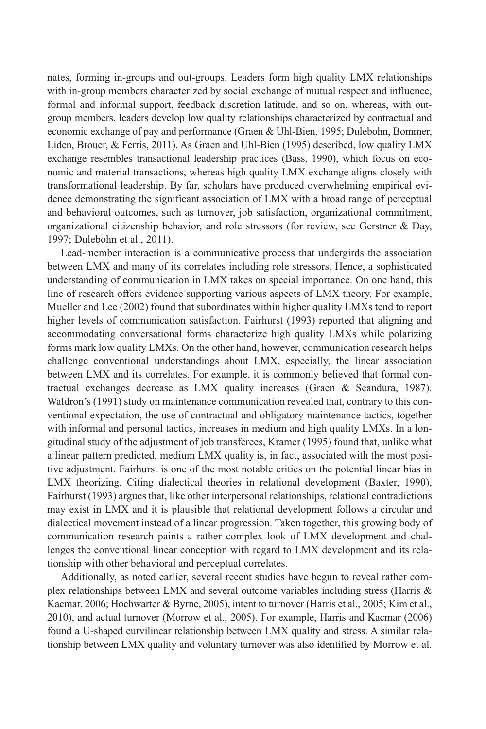nates, forming in-groups and out-groups. Leaders form high quality LMX relationships with in-group members characterized by social exchange of mutual respect and influence, formal and informal support, feedback discretion latitude, and so on, whereas, with out-group members, leaders develop low quality relationships characterized by contractual and economic exchange of pay and performance (Graen & Uhl-Bien, 1995; Dulebohn, Bommer, Liden, Brouer, & Ferris, 2011). As Graen and Uhl-Bien (1995) described, low quality LMX exchange resembles transactional leadership practices (Bass, 1990), which focus on economic and material transactions, whereas high quality LMX exchange aligns closely with transformational leadership. By far, scholars have produced overwhelming empirical evidence demonstrating the significant association of LMX with a broad range of perceptual and behavioral outcomes, such as turnover, job satisfaction, organizational commitment, organizational citizenship behavior, and role stressors (for review, see Gerstner & Day, 1997; Dulebohn et al., 2011).

Lead-member interaction is a communicative process that undergirds the association between LMX and many of its correlates including role stressors. Hence, a sophisticated understanding of communication in LMX takes on special importance. On one hand, this line of research offers evidence supporting various aspects of LMX theory. For example, Mueller and Lee (2002) found that subordinates within higher quality LMXs tend to report higher levels of communication satisfaction. Fairhurst (1993) reported that aligning and accommodating conversational forms characterize high quality LMXs while polarizing forms mark low quality LMXs. On the other hand, however, communication research helps challenge conventional understandings about LMX, especially, the linear association between LMX and its correlates. For example, it is commonly believed that formal contractual exchanges decrease as LMX quality increases (Graen & Scandura, 1987). Waldron's (1991) study on maintenance communication revealed that, contrary to this conventional expectation, the use of contractual and obligatory maintenance tactics, together with informal and personal tactics, increases in medium and high quality LMXs. In a longitudinal study of the adjustment of job transferees, Kramer (1995) found that, unlike what a linear pattern predicted, medium LMX quality is, in fact, associated with the most positive adjustment. Fairhurst is one of the most notable critics on the potential linear bias in LMX theorizing. Citing dialectical theories in relational development (Baxter, 1990), Fairhurst (1993) argues that, like other interpersonal relationships, relational contradictions may exist in LMX and it is plausible that relational development follows a circular and dialectical movement instead of a linear progression. Taken together, this growing body of communication research paints a rather complex look of LMX development and challenges the conventional linear conception with regard to LMX development and its relationship with other behavioral and perceptual correlates.

Additionally, as noted earlier, several recent studies have begun to reveal rather complex relationships between LMX and several outcome variables including stress (Harris & Kacmar, 2006; Hochwarter & Byrne, 2005), intent to turnover (Harris et al., 2005; Kim et al., 2010), and actual turnover (Morrow et al., 2005). For example, Harris and Kacmar (2006) found a U-shaped curvilinear relationship between LMX quality and stress. A similar relationship between LMX quality and voluntary turnover was also identified by Morrow et al.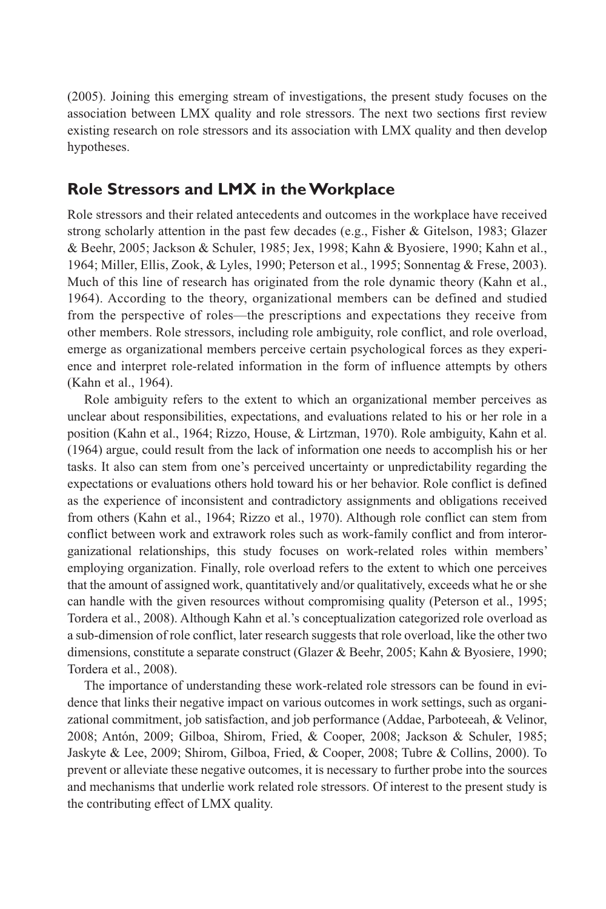(2005). Joining this emerging stream of investigations, the present study focuses on the association between LMX quality and role stressors. The next two sections first review existing research on role stressors and its association with LMX quality and then develop hypotheses.

## Role Stressors and LMX in the Workplace

Role stressors and their related antecedents and outcomes in the workplace have received strong scholarly attention in the past few decades (e.g., Fisher & Gitelson, 1983; Glazer & Beehr, 2005; Jackson & Schuler, 1985; Jex, 1998; Kahn & Byosiere, 1990; Kahn et al., 1964; Miller, Ellis, Zook, & Lyles, 1990; Peterson et al., 1995; Sonnentag & Frese, 2003). Much of this line of research has originated from the role dynamic theory (Kahn et al., 1964). According to the theory, organizational members can be defined and studied from the perspective of roles—the prescriptions and expectations they receive from other members. Role stressors, including role ambiguity, role conflict, and role overload, emerge as organizational members perceive certain psychological forces as they experience and interpret role-related information in the form of influence attempts by others (Kahn et al., 1964).

Role ambiguity refers to the extent to which an organizational member perceives as unclear about responsibilities, expectations, and evaluations related to his or her role in a position (Kahn et al., 1964; Rizzo, House, & Lirtzman, 1970). Role ambiguity, Kahn et al. (1964) argue, could result from the lack of information one needs to accomplish his or her tasks. It also can stem from one's perceived uncertainty or unpredictability regarding the expectations or evaluations others hold toward his or her behavior. Role conflict is defined as the experience of inconsistent and contradictory assignments and obligations received from others (Kahn et al., 1964; Rizzo et al., 1970). Although role conflict can stem from conflict between work and extrawork roles such as work-family conflict and from interorganizational relationships, this study focuses on work-related roles within members' employing organization. Finally, role overload refers to the extent to which one perceives that the amount of assigned work, quantitatively and/or qualitatively, exceeds what he or she can handle with the given resources without compromising quality (Peterson et al., 1995; Tordera et al., 2008). Although Kahn et al.'s conceptualization categorized role overload as a sub-dimension of role conflict, later research suggests that role overload, like the other two dimensions, constitute a separate construct (Glazer & Beehr, 2005; Kahn & Byosiere, 1990; Tordera et al., 2008).

The importance of understanding these work-related role stressors can be found in evidence that links their negative impact on various outcomes in work settings, such as organizational commitment, job satisfaction, and job performance (Addae, Parboteeah, & Velinor, 2008; Antón, 2009; Gilboa, Shirom, Fried, & Cooper, 2008; Jackson & Schuler, 1985; Jaskyte & Lee, 2009; Shirom, Gilboa, Fried, & Cooper, 2008; Tubre & Collins, 2000). To prevent or alleviate these negative outcomes, it is necessary to further probe into the sources and mechanisms that underlie work related role stressors. Of interest to the present study is the contributing effect of LMX quality.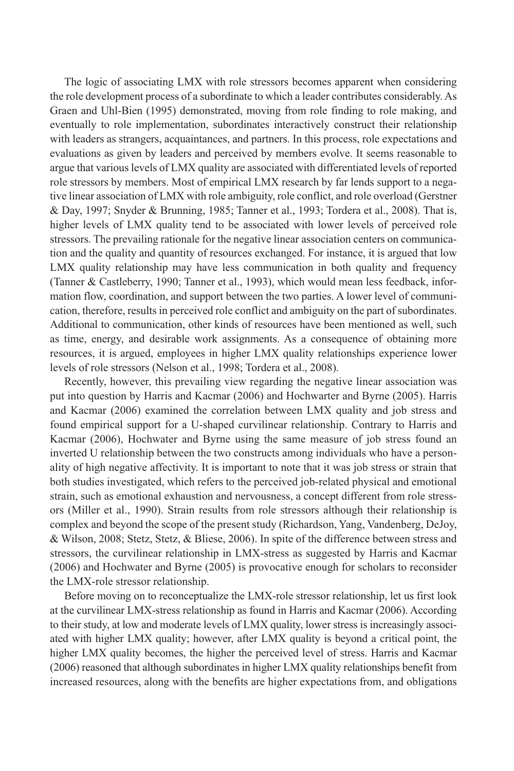The logic of associating LMX with role stressors becomes apparent when considering the role development process of a subordinate to which a leader contributes considerably. As Graen and Uhl-Bien (1995) demonstrated, moving from role finding to role making, and eventually to role implementation, subordinates interactively construct their relationship with leaders as strangers, acquaintances, and partners. In this process, role expectations and evaluations as given by leaders and perceived by members evolve. It seems reasonable to argue that various levels of LMX quality are associated with differentiated levels of reported role stressors by members. Most of empirical LMX research by far lends support to a negative linear association of LMX with role ambiguity, role conflict, and role overload (Gerstner & Day, 1997; Snyder & Brunning, 1985; Tanner et al., 1993; Tordera et al., 2008). That is, higher levels of LMX quality tend to be associated with lower levels of perceived role stressors. The prevailing rationale for the negative linear association centers on communication and the quality and quantity of resources exchanged. For instance, it is argued that low LMX quality relationship may have less communication in both quality and frequency (Tanner & Castleberry, 1990; Tanner et al., 1993), which would mean less feedback, information flow, coordination, and support between the two parties. A lower level of communication, therefore, results in perceived role conflict and ambiguity on the part of subordinates. Additional to communication, other kinds of resources have been mentioned as well, such as time, energy, and desirable work assignments. As a consequence of obtaining more resources, it is argued, employees in higher LMX quality relationships experience lower levels of role stressors (Nelson et al., 1998; Tordera et al., 2008).

Recently, however, this prevailing view regarding the negative linear association was put into question by Harris and Kacmar (2006) and Hochwarter and Byrne (2005). Harris and Kacmar (2006) examined the correlation between LMX quality and job stress and found empirical support for a U-shaped curvilinear relationship. Contrary to Harris and Kacmar (2006), Hochwater and Byrne using the same measure of job stress found an inverted U relationship between the two constructs among individuals who have a personality of high negative affectivity. It is important to note that it was job stress or strain that both studies investigated, which refers to the perceived job-related physical and emotional strain, such as emotional exhaustion and nervousness, a concept different from role stressors (Miller et al., 1990). Strain results from role stressors although their relationship is complex and beyond the scope of the present study (Richardson, Yang, Vandenberg, DeJoy, & Wilson, 2008; Stetz, Stetz, & Bliese, 2006). In spite of the difference between stress and stressors, the curvilinear relationship in LMX-stress as suggested by Harris and Kacmar (2006) and Hochwater and Byrne (2005) is provocative enough for scholars to reconsider the LMX-role stressor relationship.

Before moving on to reconceptualize the LMX-role stressor relationship, let us first look at the curvilinear LMX-stress relationship as found in Harris and Kacmar (2006). According to their study, at low and moderate levels of LMX quality, lower stress is increasingly associated with higher LMX quality; however, after LMX quality is beyond a critical point, the higher LMX quality becomes, the higher the perceived level of stress. Harris and Kacmar (2006) reasoned that although subordinates in higher LMX quality relationships benefit from increased resources, along with the benefits are higher expectations from, and obligations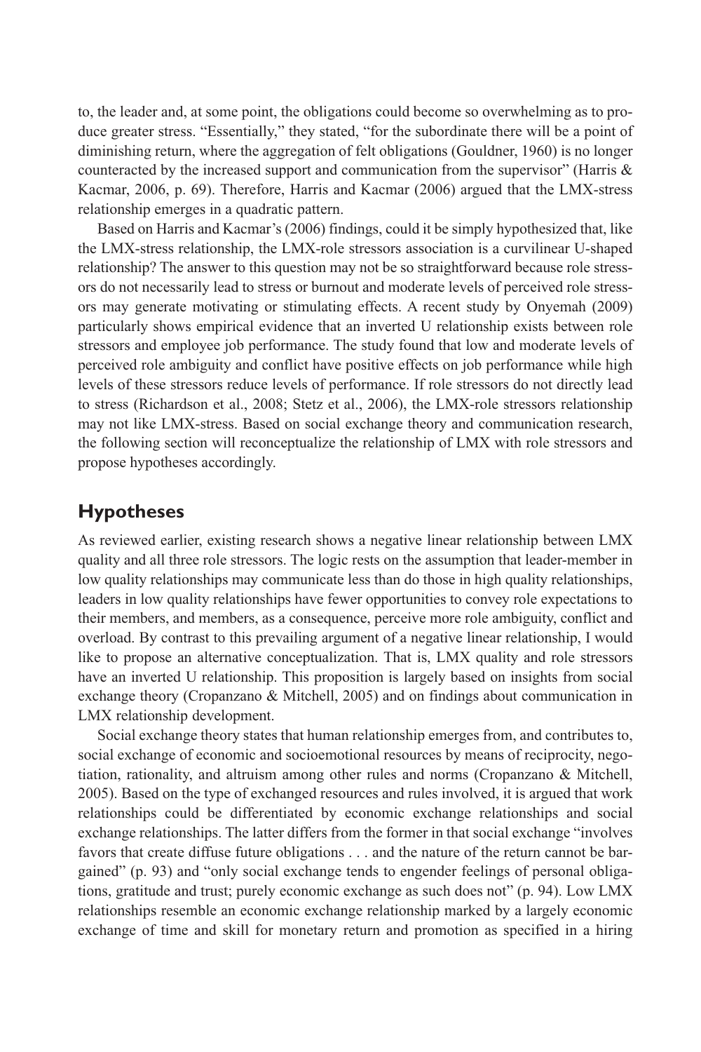to, the leader and, at some point, the obligations could become so overwhelming as to produce greater stress. "Essentially," they stated, "for the subordinate there will be a point of diminishing return, where the aggregation of felt obligations (Gouldner, 1960) is no longer counteracted by the increased support and communication from the supervisor" (Harris & Kacmar, 2006, p. 69). Therefore, Harris and Kacmar (2006) argued that the LMX-stress relationship emerges in a quadratic pattern.

Based on Harris and Kacmar's (2006) findings, could it be simply hypothesized that, like the LMX-stress relationship, the LMX-role stressors association is a curvilinear U-shaped relationship? The answer to this question may not be so straightforward because role stressors do not necessarily lead to stress or burnout and moderate levels of perceived role stressors may generate motivating or stimulating effects. A recent study by Onyemah (2009) particularly shows empirical evidence that an inverted U relationship exists between role stressors and employee job performance. The study found that low and moderate levels of perceived role ambiguity and conflict have positive effects on job performance while high levels of these stressors reduce levels of performance. If role stressors do not directly lead to stress (Richardson et al., 2008; Stetz et al., 2006), the LMX-role stressors relationship may not like LMX-stress. Based on social exchange theory and communication research, the following section will reconceptualize the relationship of LMX with role stressors and propose hypotheses accordingly.

## Hypotheses

As reviewed earlier, existing research shows a negative linear relationship between LMX quality and all three role stressors. The logic rests on the assumption that leader-member in low quality relationships may communicate less than do those in high quality relationships, leaders in low quality relationships have fewer opportunities to convey role expectations to their members, and members, as a consequence, perceive more role ambiguity, conflict and overload. By contrast to this prevailing argument of a negative linear relationship, I would like to propose an alternative conceptualization. That is, LMX quality and role stressors have an inverted U relationship. This proposition is largely based on insights from social exchange theory (Cropanzano & Mitchell, 2005) and on findings about communication in LMX relationship development.

Social exchange theory states that human relationship emerges from, and contributes to, social exchange of economic and socioemotional resources by means of reciprocity, negotiation, rationality, and altruism among other rules and norms (Cropanzano & Mitchell, 2005). Based on the type of exchanged resources and rules involved, it is argued that work relationships could be differentiated by economic exchange relationships and social exchange relationships. The latter differs from the former in that social exchange "involves favors that create diffuse future obligations . . . and the nature of the return cannot be bargained" (p. 93) and "only social exchange tends to engender feelings of personal obligations, gratitude and trust; purely economic exchange as such does not" (p. 94). Low LMX relationships resemble an economic exchange relationship marked by a largely economic exchange of time and skill for monetary return and promotion as specified in a hiring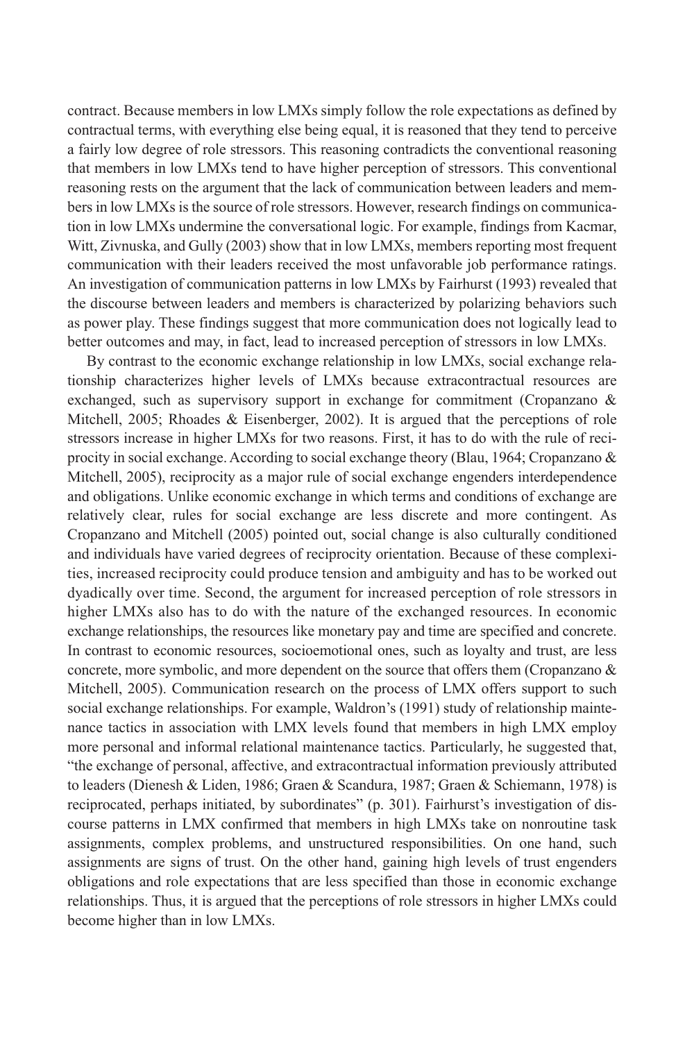contract. Because members in low LMXs simply follow the role expectations as defined by contractual terms, with everything else being equal, it is reasoned that they tend to perceive a fairly low degree of role stressors. This reasoning contradicts the conventional reasoning that members in low LMXs tend to have higher perception of stressors. This conventional reasoning rests on the argument that the lack of communication between leaders and members in low LMXs is the source of role stressors. However, research findings on communication in low LMXs undermine the conversational logic. For example, findings from Kacmar, Witt, Zivnuska, and Gully (2003) show that in low LMXs, members reporting most frequent communication with their leaders received the most unfavorable job performance ratings. An investigation of communication patterns in low LMXs by Fairhurst (1993) revealed that the discourse between leaders and members is characterized by polarizing behaviors such as power play. These findings suggest that more communication does not logically lead to better outcomes and may, in fact, lead to increased perception of stressors in low LMXs.

By contrast to the economic exchange relationship in low LMXs, social exchange relationship characterizes higher levels of LMXs because extracontractual resources are exchanged, such as supervisory support in exchange for commitment (Cropanzano & Mitchell, 2005; Rhoades & Eisenberger, 2002). It is argued that the perceptions of role stressors increase in higher LMXs for two reasons. First, it has to do with the rule of reciprocity in social exchange. According to social exchange theory (Blau, 1964; Cropanzano & Mitchell, 2005), reciprocity as a major rule of social exchange engenders interdependence and obligations. Unlike economic exchange in which terms and conditions of exchange are relatively clear, rules for social exchange are less discrete and more contingent. As Cropanzano and Mitchell (2005) pointed out, social change is also culturally conditioned and individuals have varied degrees of reciprocity orientation. Because of these complexities, increased reciprocity could produce tension and ambiguity and has to be worked out dyadically over time. Second, the argument for increased perception of role stressors in higher LMXs also has to do with the nature of the exchanged resources. In economic exchange relationships, the resources like monetary pay and time are specified and concrete. In contrast to economic resources, socioemotional ones, such as loyalty and trust, are less concrete, more symbolic, and more dependent on the source that offers them (Cropanzano & Mitchell, 2005). Communication research on the process of LMX offers support to such social exchange relationships. For example, Waldron's (1991) study of relationship maintenance tactics in association with LMX levels found that members in high LMX employ more personal and informal relational maintenance tactics. Particularly, he suggested that, "the exchange of personal, affective, and extracontractual information previously attributed to leaders (Dienesh & Liden, 1986; Graen & Scandura, 1987; Graen & Schiemann, 1978) is reciprocated, perhaps initiated, by subordinates" (p. 301). Fairhurst's investigation of discourse patterns in LMX confirmed that members in high LMXs take on nonroutine task assignments, complex problems, and unstructured responsibilities. On one hand, such assignments are signs of trust. On the other hand, gaining high levels of trust engenders obligations and role expectations that are less specified than those in economic exchange relationships. Thus, it is argued that the perceptions of role stressors in higher LMXs could become higher than in low LMXs.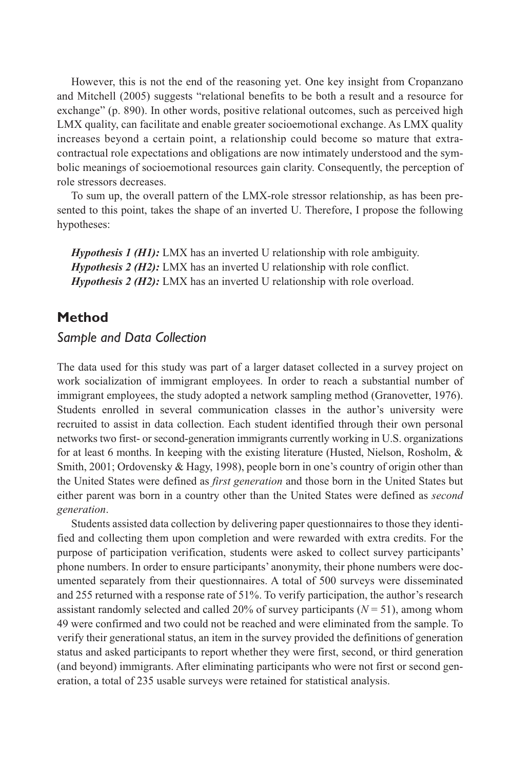However, this is not the end of the reasoning yet. One key insight from Cropanzano and Mitchell (2005) suggests "relational benefits to be both a result and a resource for exchange" (p. 890). In other words, positive relational outcomes, such as perceived high LMX quality, can facilitate and enable greater socioemotional exchange. As LMX quality increases beyond a certain point, a relationship could become so mature that extra-contractual role expectations and obligations are now intimately understood and the symbolic meanings of socioemotional resources gain clarity. Consequently, the perception of role stressors decreases.

To sum up, the overall pattern of the LMX-role stressor relationship, as has been presented to this point, takes the shape of an inverted U. Therefore, I propose the following hypotheses:

> ***Hypothesis 1 (H1):*** LMX has an inverted U relationship with role ambiguity.
> ***Hypothesis 2 (H2):*** LMX has an inverted U relationship with role conflict.
> ***Hypothesis 2 (H2):*** LMX has an inverted U relationship with role overload.

## Method

### *Sample and Data Collection*

The data used for this study was part of a larger dataset collected in a survey project on work socialization of immigrant employees. In order to reach a substantial number of immigrant employees, the study adopted a network sampling method (Granovetter, 1976). Students enrolled in several communication classes in the author's university were recruited to assist in data collection. Each student identified through their own personal networks two first- or second-generation immigrants currently working in U.S. organizations for at least 6 months. In keeping with the existing literature (Husted, Nielson, Rosholm, & Smith, 2001; Ordovensky & Hagy, 1998), people born in one's country of origin other than the United States were defined as *first generation* and those born in the United States but either parent was born in a country other than the United States were defined as *second generation*.

Students assisted data collection by delivering paper questionnaires to those they identified and collecting them upon completion and were rewarded with extra credits. For the purpose of participation verification, students were asked to collect survey participants' phone numbers. In order to ensure participants' anonymity, their phone numbers were documented separately from their questionnaires. A total of 500 surveys were disseminated and 255 returned with a response rate of 51%. To verify participation, the author's research assistant randomly selected and called 20% of survey participants ($N = 51$), among whom 49 were confirmed and two could not be reached and were eliminated from the sample. To verify their generational status, an item in the survey provided the definitions of generation status and asked participants to report whether they were first, second, or third generation (and beyond) immigrants. After eliminating participants who were not first or second generation, a total of 235 usable surveys were retained for statistical analysis.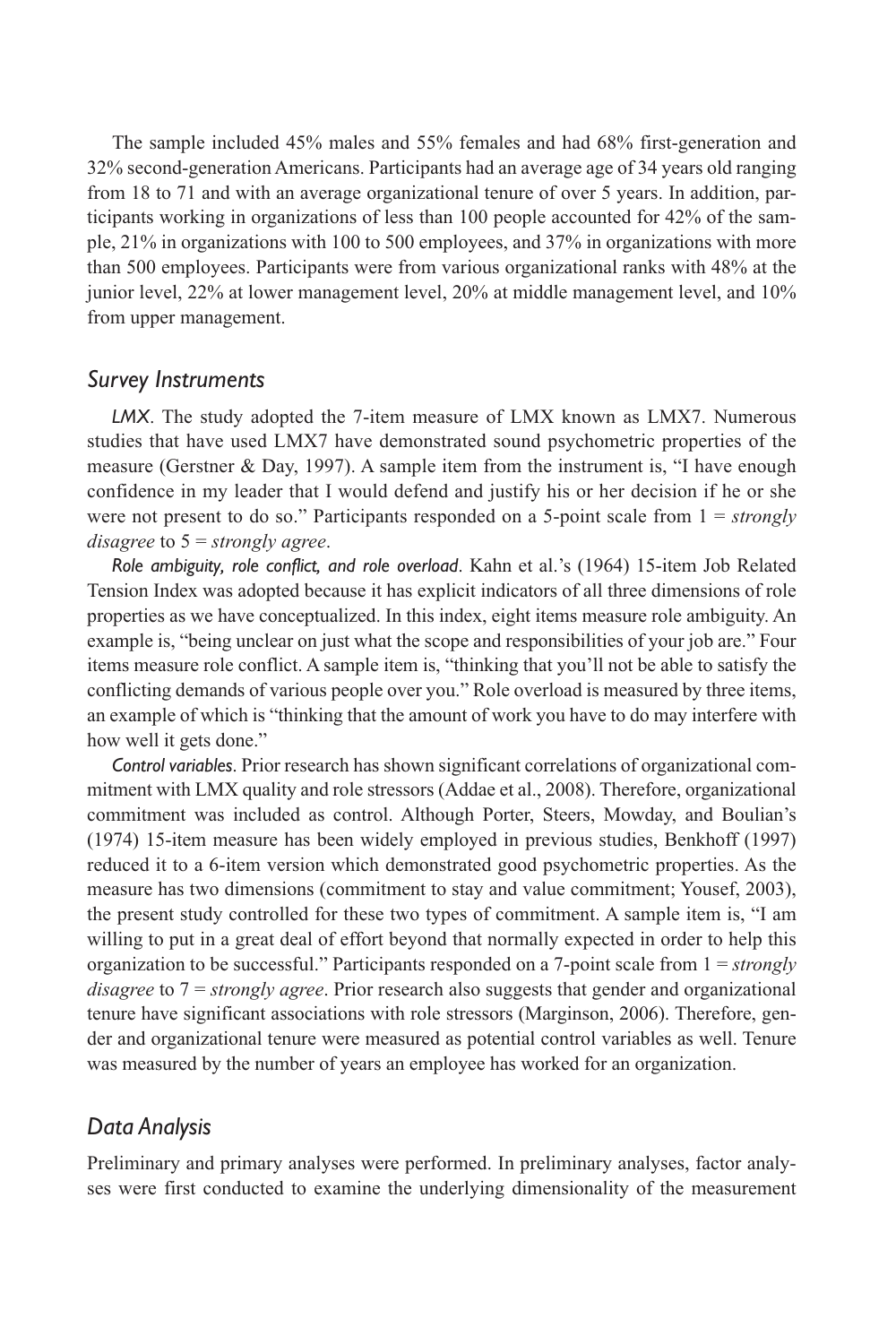The sample included 45% males and 55% females and had 68% first-generation and 32% second-generation Americans. Participants had an average age of 34 years old ranging from 18 to 71 and with an average organizational tenure of over 5 years. In addition, participants working in organizations of less than 100 people accounted for 42% of the sample, 21% in organizations with 100 to 500 employees, and 37% in organizations with more than 500 employees. Participants were from various organizational ranks with 48% at the junior level, 22% at lower management level, 20% at middle management level, and 10% from upper management.

## Survey Instruments

*LMX*. The study adopted the 7-item measure of LMX known as LMX7. Numerous studies that have used LMX7 have demonstrated sound psychometric properties of the measure (Gerstner & Day, 1997). A sample item from the instrument is, "I have enough confidence in my leader that I would defend and justify his or her decision if he or she were not present to do so." Participants responded on a 5-point scale from 1 = *strongly disagree* to 5 = *strongly agree*.

*Role ambiguity, role conflict, and role overload*. Kahn et al.'s (1964) 15-item Job Related Tension Index was adopted because it has explicit indicators of all three dimensions of role properties as we have conceptualized. In this index, eight items measure role ambiguity. An example is, "being unclear on just what the scope and responsibilities of your job are." Four items measure role conflict. A sample item is, "thinking that you'll not be able to satisfy the conflicting demands of various people over you." Role overload is measured by three items, an example of which is "thinking that the amount of work you have to do may interfere with how well it gets done."

*Control variables*. Prior research has shown significant correlations of organizational commitment with LMX quality and role stressors (Addae et al., 2008). Therefore, organizational commitment was included as control. Although Porter, Steers, Mowday, and Boulian's (1974) 15-item measure has been widely employed in previous studies, Benkhoff (1997) reduced it to a 6-item version which demonstrated good psychometric properties. As the measure has two dimensions (commitment to stay and value commitment; Yousef, 2003), the present study controlled for these two types of commitment. A sample item is, "I am willing to put in a great deal of effort beyond that normally expected in order to help this organization to be successful." Participants responded on a 7-point scale from 1 = *strongly disagree* to 7 = *strongly agree*. Prior research also suggests that gender and organizational tenure have significant associations with role stressors (Marginson, 2006). Therefore, gender and organizational tenure were measured as potential control variables as well. Tenure was measured by the number of years an employee has worked for an organization.

## Data Analysis

Preliminary and primary analyses were performed. In preliminary analyses, factor analyses were first conducted to examine the underlying dimensionality of the measurement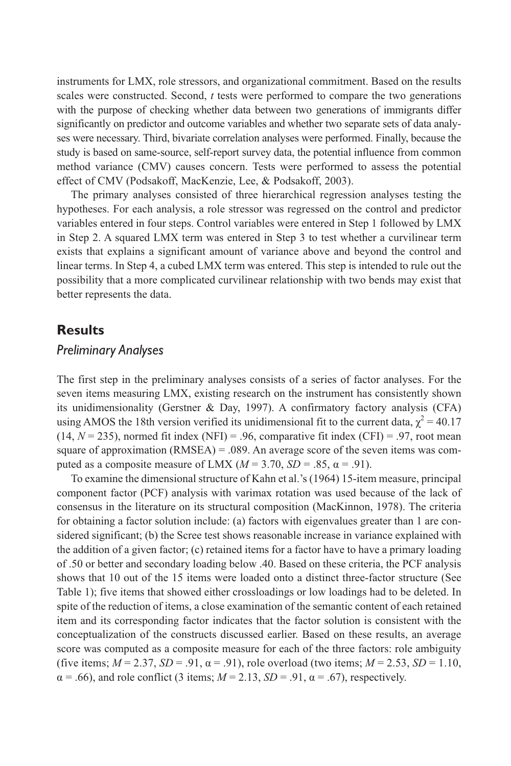instruments for LMX, role stressors, and organizational commitment. Based on the results scales were constructed. Second, *t* tests were performed to compare the two generations with the purpose of checking whether data between two generations of immigrants differ significantly on predictor and outcome variables and whether two separate sets of data analyses were necessary. Third, bivariate correlation analyses were performed. Finally, because the study is based on same-source, self-report survey data, the potential influence from common method variance (CMV) causes concern. Tests were performed to assess the potential effect of CMV (Podsakoff, MacKenzie, Lee, & Podsakoff, 2003).

The primary analyses consisted of three hierarchical regression analyses testing the hypotheses. For each analysis, a role stressor was regressed on the control and predictor variables entered in four steps. Control variables were entered in Step 1 followed by LMX in Step 2. A squared LMX term was entered in Step 3 to test whether a curvilinear term exists that explains a significant amount of variance above and beyond the control and linear terms. In Step 4, a cubed LMX term was entered. This step is intended to rule out the possibility that a more complicated curvilinear relationship with two bends may exist that better represents the data.

## Results

### *Preliminary Analyses*

The first step in the preliminary analyses consists of a series of factor analyses. For the seven items measuring LMX, existing research on the instrument has consistently shown its unidimensionality (Gerstner & Day, 1997). A confirmatory factory analysis (CFA) using AMOS the 18th version verified its unidimensional fit to the current data, $\chi^2 = 40.17$ (14, $N = 235$), normed fit index (NFI) = .96, comparative fit index (CFI) = .97, root mean square of approximation (RMSEA) = .089. An average score of the seven items was computed as a composite measure of LMX ($M = 3.70$, $SD = .85$, $\alpha = .91$).

To examine the dimensional structure of Kahn et al.'s (1964) 15-item measure, principal component factor (PCF) analysis with varimax rotation was used because of the lack of consensus in the literature on its structural composition (MacKinnon, 1978). The criteria for obtaining a factor solution include: (a) factors with eigenvalues greater than 1 are considered significant; (b) the Scree test shows reasonable increase in variance explained with the addition of a given factor; (c) retained items for a factor have to have a primary loading of .50 or better and secondary loading below .40. Based on these criteria, the PCF analysis shows that 10 out of the 15 items were loaded onto a distinct three-factor structure (See Table 1); five items that showed either crossloadings or low loadings had to be deleted. In spite of the reduction of items, a close examination of the semantic content of each retained item and its corresponding factor indicates that the factor solution is consistent with the conceptualization of the constructs discussed earlier. Based on these results, an average score was computed as a composite measure for each of the three factors: role ambiguity (five items; $M = 2.37$, $SD = .91$, $\alpha = .91$), role overload (two items; $M = 2.53$, $SD = 1.10$, $\alpha = .66$), and role conflict (3 items; $M = 2.13$, $SD = .91$, $\alpha = .67$), respectively.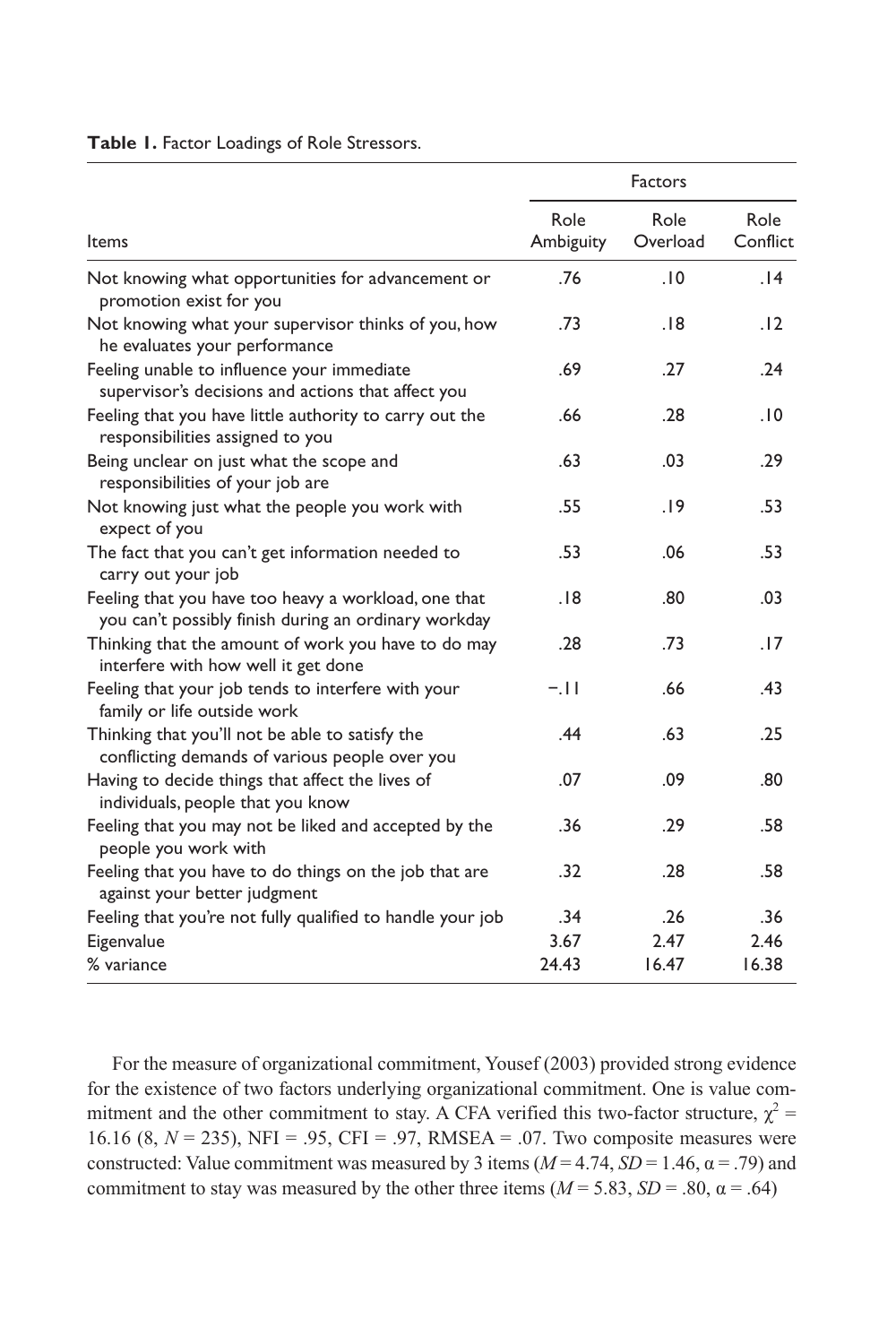**Table 1.** Factor Loadings of Role Stressors.

| Items | Factors | | |
|---|---|---|---|
| | Role Ambiguity | Role Overload | Role Conflict |
| Not knowing what opportunities for advancement or promotion exist for you | .76 | .10 | .14 |
| Not knowing what your supervisor thinks of you, how he evaluates your performance | .73 | .18 | .12 |
| Feeling unable to influence your immediate supervisor's decisions and actions that affect you | .69 | .27 | .24 |
| Feeling that you have little authority to carry out the responsibilities assigned to you | .66 | .28 | .10 |
| Being unclear on just what the scope and responsibilities of your job are | .63 | .03 | .29 |
| Not knowing just what the people you work with expect of you | .55 | .19 | .53 |
| The fact that you can't get information needed to carry out your job | .53 | .06 | .53 |
| Feeling that you have too heavy a workload, one that you can't possibly finish during an ordinary workday | .18 | .80 | .03 |
| Thinking that the amount of work you have to do may interfere with how well it get done | .28 | .73 | .17 |
| Feeling that your job tends to interfere with your family or life outside work | −.11 | .66 | .43 |
| Thinking that you'll not be able to satisfy the conflicting demands of various people over you | .44 | .63 | .25 |
| Having to decide things that affect the lives of individuals, people that you know | .07 | .09 | .80 |
| Feeling that you may not be liked and accepted by the people you work with | .36 | .29 | .58 |
| Feeling that you have to do things on the job that are against your better judgment | .32 | .28 | .58 |
| Feeling that you're not fully qualified to handle your job | .34 | .26 | .36 |
| Eigenvalue | 3.67 | 2.47 | 2.46 |
| % variance | 24.43 | 16.47 | 16.38 |

For the measure of organizational commitment, Yousef (2003) provided strong evidence for the existence of two factors underlying organizational commitment. One is value commitment and the other commitment to stay. A CFA verified this two-factor structure, $\chi^2$ = 16.16 (8, $N$ = 235), NFI = .95, CFI = .97, RMSEA = .07. Two composite measures were constructed: Value commitment was measured by 3 items ($M$ = 4.74, $SD$ = 1.46, $\alpha$ = .79) and commitment to stay was measured by the other three items ($M$ = 5.83, $SD$ = .80, $\alpha$ = .64)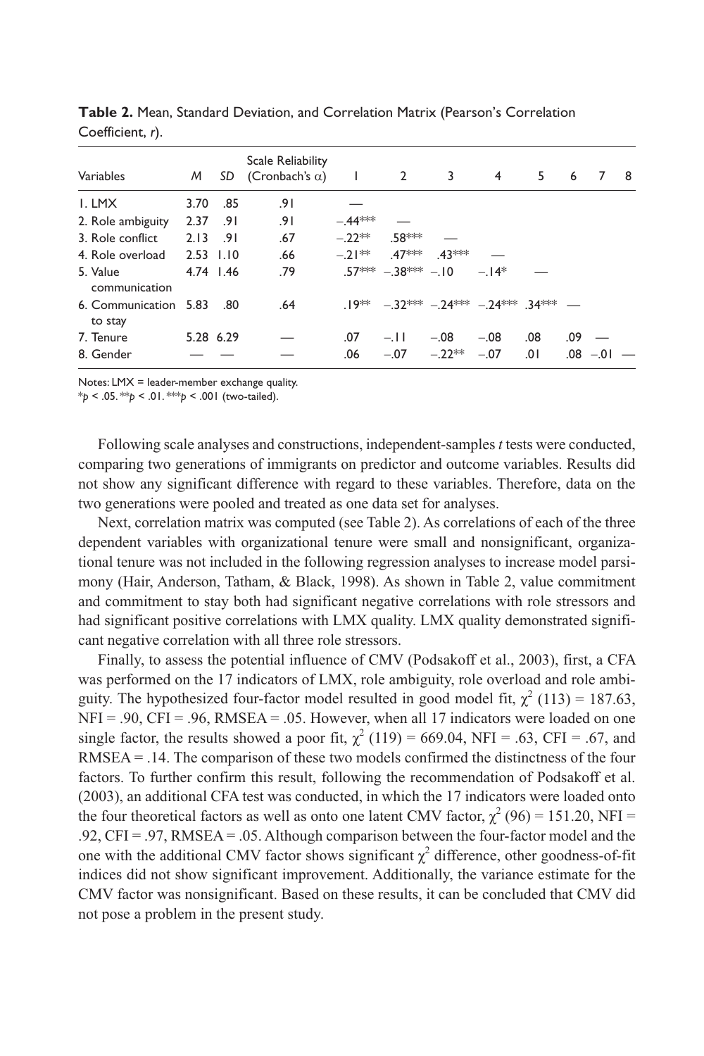**Table 2.** Mean, Standard Deviation, and Correlation Matrix (Pearson's Correlation Coefficient, *r*).

| Variables | *M* | *SD* | Scale Reliability (Cronbach's α) | 1 | 2 | 3 | 4 | 5 | 6 | 7 | 8 |
|---|---|---|---|---|---|---|---|---|---|---|---|
| 1. LMX | 3.70 | .85 | .91 | — | | | | | | | |
| 2. Role ambiguity | 2.37 | .91 | .91 | −.44*** | — | | | | | | |
| 3. Role conflict | 2.13 | .91 | .67 | −.22** | .58*** | — | | | | | |
| 4. Role overload | 2.53 | 1.10 | .66 | −.21** | .47*** | .43*** | — | | | | |
| 5. Value communication | 4.74 | 1.46 | .79 | .57*** | −.38*** | −.10 | −.14* | — | | | |
| 6. Communication to stay | 5.83 | .80 | .64 | .19** | −.32*** | −.24*** | −.24*** | .34*** | — | | |
| 7. Tenure | 5.28 | 6.29 | — | .07 | −.11 | −.08 | −.08 | .08 | .09 | — | |
| 8. Gender | — | — | — | .06 | −.07 | −.22** | −.07 | .01 | .08 | −.01 | — |

Notes: LMX = leader-member exchange quality.
*$p < .05$. **$p < .01$. ***$p < .001$ (two-tailed).

Following scale analyses and constructions, independent-samples *t* tests were conducted, comparing two generations of immigrants on predictor and outcome variables. Results did not show any significant difference with regard to these variables. Therefore, data on the two generations were pooled and treated as one data set for analyses.

Next, correlation matrix was computed (see Table 2). As correlations of each of the three dependent variables with organizational tenure were small and nonsignificant, organizational tenure was not included in the following regression analyses to increase model parsimony (Hair, Anderson, Tatham, & Black, 1998). As shown in Table 2, value commitment and commitment to stay both had significant negative correlations with role stressors and had significant positive correlations with LMX quality. LMX quality demonstrated significant negative correlation with all three role stressors.

Finally, to assess the potential influence of CMV (Podsakoff et al., 2003), first, a CFA was performed on the 17 indicators of LMX, role ambiguity, role overload and role ambiguity. The hypothesized four-factor model resulted in good model fit, $\chi^2$ (113) = 187.63, NFI = .90, CFI = .96, RMSEA = .05. However, when all 17 indicators were loaded on one single factor, the results showed a poor fit, $\chi^2$ (119) = 669.04, NFI = .63, CFI = .67, and RMSEA = .14. The comparison of these two models confirmed the distinctness of the four factors. To further confirm this result, following the recommendation of Podsakoff et al. (2003), an additional CFA test was conducted, in which the 17 indicators were loaded onto the four theoretical factors as well as onto one latent CMV factor, $\chi^2$ (96) = 151.20, NFI = .92, CFI = .97, RMSEA = .05. Although comparison between the four-factor model and the one with the additional CMV factor shows significant $\chi^2$ difference, other goodness-of-fit indices did not show significant improvement. Additionally, the variance estimate for the CMV factor was nonsignificant. Based on these results, it can be concluded that CMV did not pose a problem in the present study.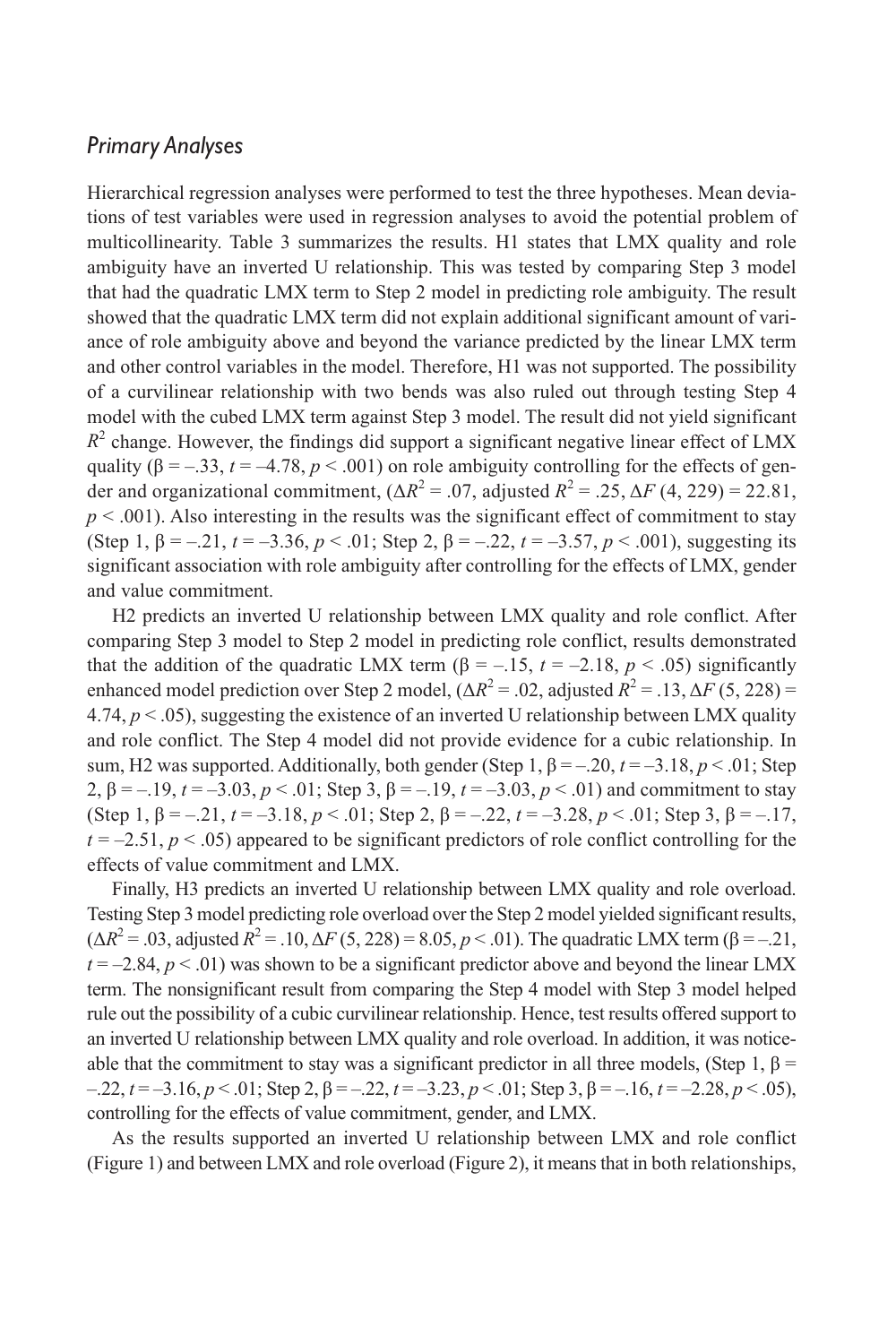### *Primary Analyses*

Hierarchical regression analyses were performed to test the three hypotheses. Mean deviations of test variables were used in regression analyses to avoid the potential problem of multicollinearity. Table 3 summarizes the results. H1 states that LMX quality and role ambiguity have an inverted U relationship. This was tested by comparing Step 3 model that had the quadratic LMX term to Step 2 model in predicting role ambiguity. The result showed that the quadratic LMX term did not explain additional significant amount of variance of role ambiguity above and beyond the variance predicted by the linear LMX term and other control variables in the model. Therefore, H1 was not supported. The possibility of a curvilinear relationship with two bends was also ruled out through testing Step 4 model with the cubed LMX term against Step 3 model. The result did not yield significant $R^2$ change. However, the findings did support a significant negative linear effect of LMX quality ($\beta = -.33$, $t = -4.78$, $p < .001$) on role ambiguity controlling for the effects of gender and organizational commitment, ($\Delta R^2 = .07$, adjusted $R^2 = .25$, $\Delta F\ (4, 229) = 22.81$, $p < .001$). Also interesting in the results was the significant effect of commitment to stay (Step 1, $\beta = -.21$, $t = -3.36$, $p < .01$; Step 2, $\beta = -.22$, $t = -3.57$, $p < .001$), suggesting its significant association with role ambiguity after controlling for the effects of LMX, gender and value commitment.

H2 predicts an inverted U relationship between LMX quality and role conflict. After comparing Step 3 model to Step 2 model in predicting role conflict, results demonstrated that the addition of the quadratic LMX term ($\beta = -.15$, $t = -2.18$, $p < .05$) significantly enhanced model prediction over Step 2 model, ($\Delta R^2 = .02$, adjusted $R^2 = .13$, $\Delta F\ (5, 228) = 4.74$, $p < .05$), suggesting the existence of an inverted U relationship between LMX quality and role conflict. The Step 4 model did not provide evidence for a cubic relationship. In sum, H2 was supported. Additionally, both gender (Step 1, $\beta = -.20$, $t = -3.18$, $p < .01$; Step 2, $\beta = -.19$, $t = -3.03$, $p < .01$; Step 3, $\beta = -.19$, $t = -3.03$, $p < .01$) and commitment to stay (Step 1, $\beta = -.21$, $t = -3.18$, $p < .01$; Step 2, $\beta = -.22$, $t = -3.28$, $p < .01$; Step 3, $\beta = -.17$, $t = -2.51$, $p < .05$) appeared to be significant predictors of role conflict controlling for the effects of value commitment and LMX.

Finally, H3 predicts an inverted U relationship between LMX quality and role overload. Testing Step 3 model predicting role overload over the Step 2 model yielded significant results, ($\Delta R^2 = .03$, adjusted $R^2 = .10$, $\Delta F\ (5, 228) = 8.05$, $p < .01$). The quadratic LMX term ($\beta = -.21$, $t = -2.84$, $p < .01$) was shown to be a significant predictor above and beyond the linear LMX term. The nonsignificant result from comparing the Step 4 model with Step 3 model helped rule out the possibility of a cubic curvilinear relationship. Hence, test results offered support to an inverted U relationship between LMX quality and role overload. In addition, it was noticeable that the commitment to stay was a significant predictor in all three models, (Step 1, $\beta = -.22$, $t = -3.16$, $p < .01$; Step 2, $\beta = -.22$, $t = -3.23$, $p < .01$; Step 3, $\beta = -.16$, $t = -2.28$, $p < .05$), controlling for the effects of value commitment, gender, and LMX.

As the results supported an inverted U relationship between LMX and role conflict (Figure 1) and between LMX and role overload (Figure 2), it means that in both relationships,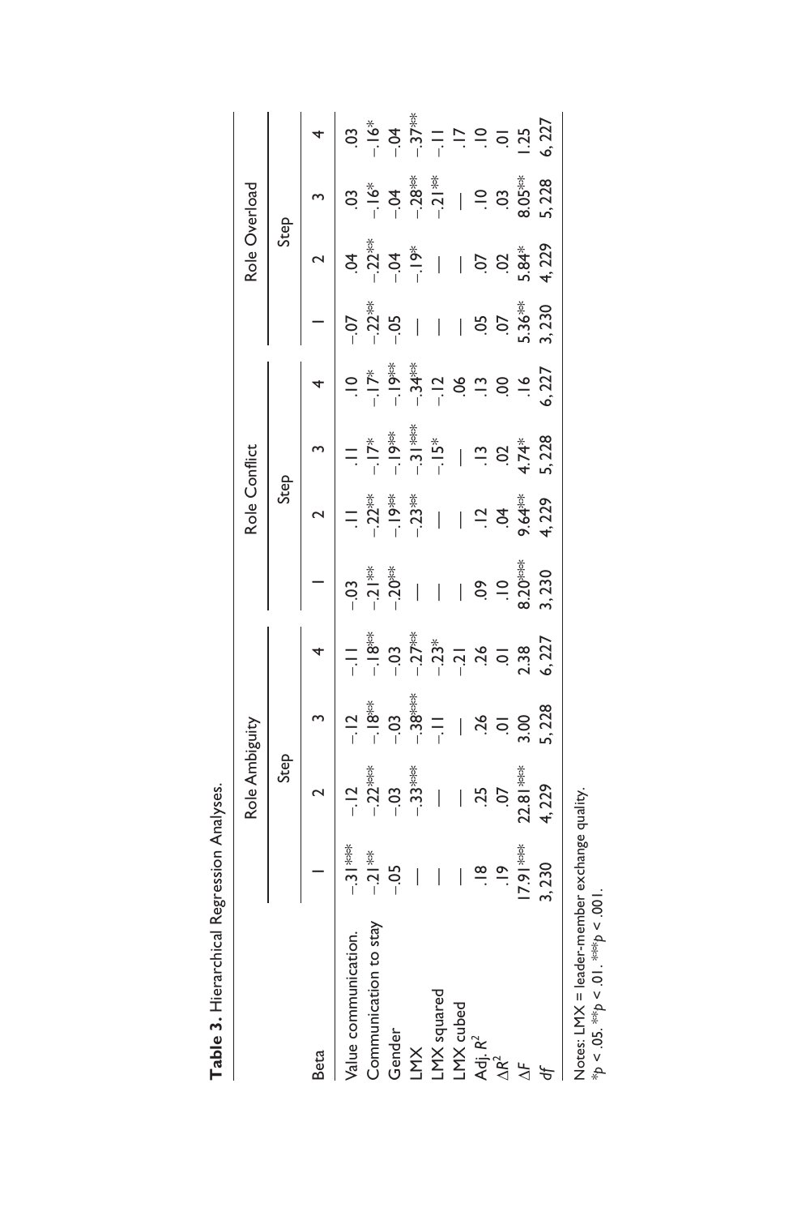**Table 3.** Hierarchical Regression Analyses.

| | Role Ambiguity | | | | Role Conflict | | | | Role Overload | | | |
|---|---|---|---|---|---|---|---|---|---|---|---|---|
| | Step | | | | Step | | | | Step | | | |
| Beta | 1 | 2 | 3 | 4 | 1 | 2 | 3 | 4 | 1 | 2 | 3 | 4 |
| Value communication. | −.31*** | −.12 | −.12 | −.11 | −.03 | .11 | .11 | .10 | −.07 | .04 | .03 | .03 |
| Communication to stay | −.21** | −.22*** | −.18** | −.18** | −.21** | −.22** | −.17* | −.17* | −.22** | −.22** | −.16* | −.16* |
| Gender | −.05 | −.03 | −.03 | −.03 | −.20** | −.19** | −.19** | −.19** | −.05 | −.04 | −.04 | −.04 |
| LMX | — | −.33*** | −.38*** | −.27** | — | −.23** | −.31*** | −.34** | — | −.19* | −.28** | −.37** |
| LMX squared | — | — | −.11 | −.23* | — | — | −.15* | −.12 | — | — | −.21** | −.11 |
| LMX cubed | — | — | — | −.21 | — | — | — | .06 | — | — | — | .17 |
| Adj. $R^2$ | .18 | .25 | .26 | .26 | .09 | .12 | .13 | .13 | .05 | .07 | .10 | .10 |
| $\Delta R^2$ | .19 | .07 | .01 | .01 | .10 | .04 | .02 | .00 | .07 | .02 | .03 | .01 |
| $\Delta F$ | 17.91*** | 22.81*** | 3.00 | 2.38 | 8.20*** | 9.64** | 4.74* | .16 | 5.36** | 5.84* | 8.05** | 1.25 |
| *df* | 3, 230 | 4, 229 | 5, 228 | 6, 227 | 3, 230 | 4, 229 | 5, 228 | 6, 227 | 3, 230 | 4, 229 | 5, 228 | 6, 227 |

Notes: LMX = leader-member exchange quality.
*$p < .05$. **$p < .01$. ***$p < .001$.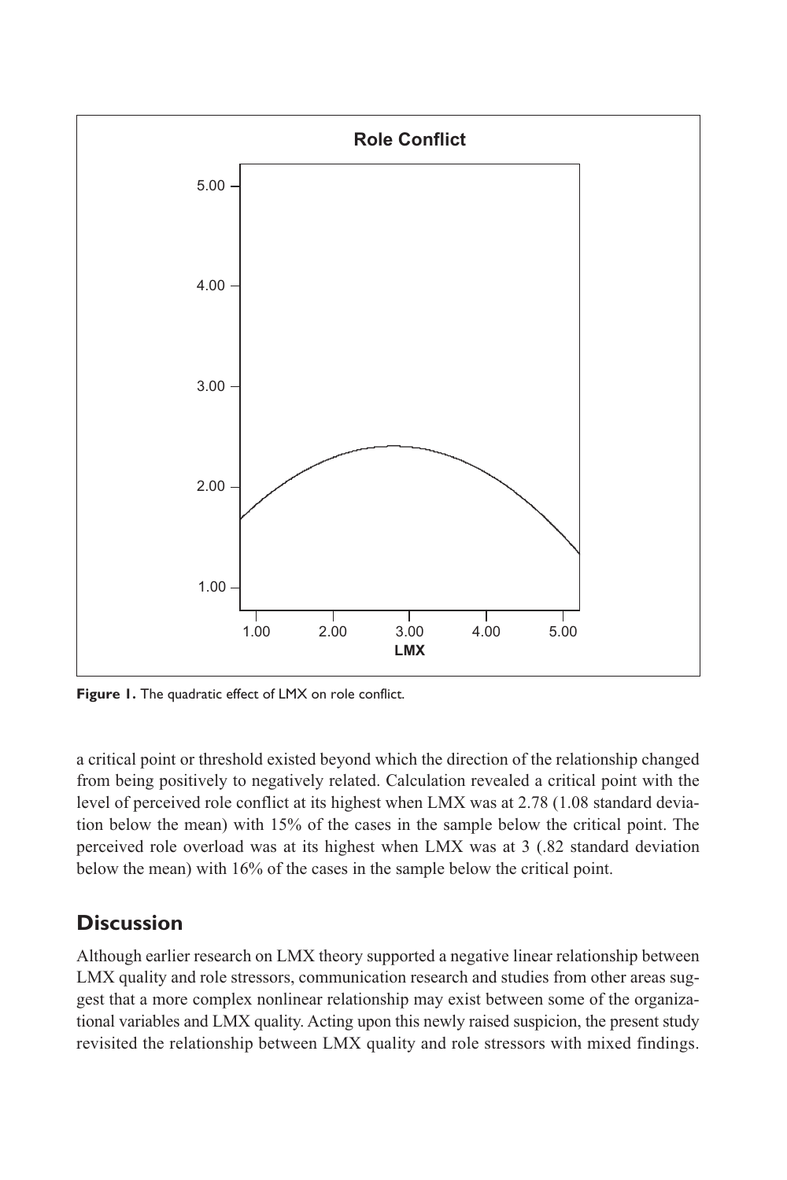**Figure 1.** The quadratic effect of LMX on role conflict.

a critical point or threshold existed beyond which the direction of the relationship changed from being positively to negatively related. Calculation revealed a critical point with the level of perceived role conflict at its highest when LMX was at 2.78 (1.08 standard deviation below the mean) with 15% of the cases in the sample below the critical point. The perceived role overload was at its highest when LMX was at 3 (.82 standard deviation below the mean) with 16% of the cases in the sample below the critical point.

## Discussion

Although earlier research on LMX theory supported a negative linear relationship between LMX quality and role stressors, communication research and studies from other areas suggest that a more complex nonlinear relationship may exist between some of the organizational variables and LMX quality. Acting upon this newly raised suspicion, the present study revisited the relationship between LMX quality and role stressors with mixed findings.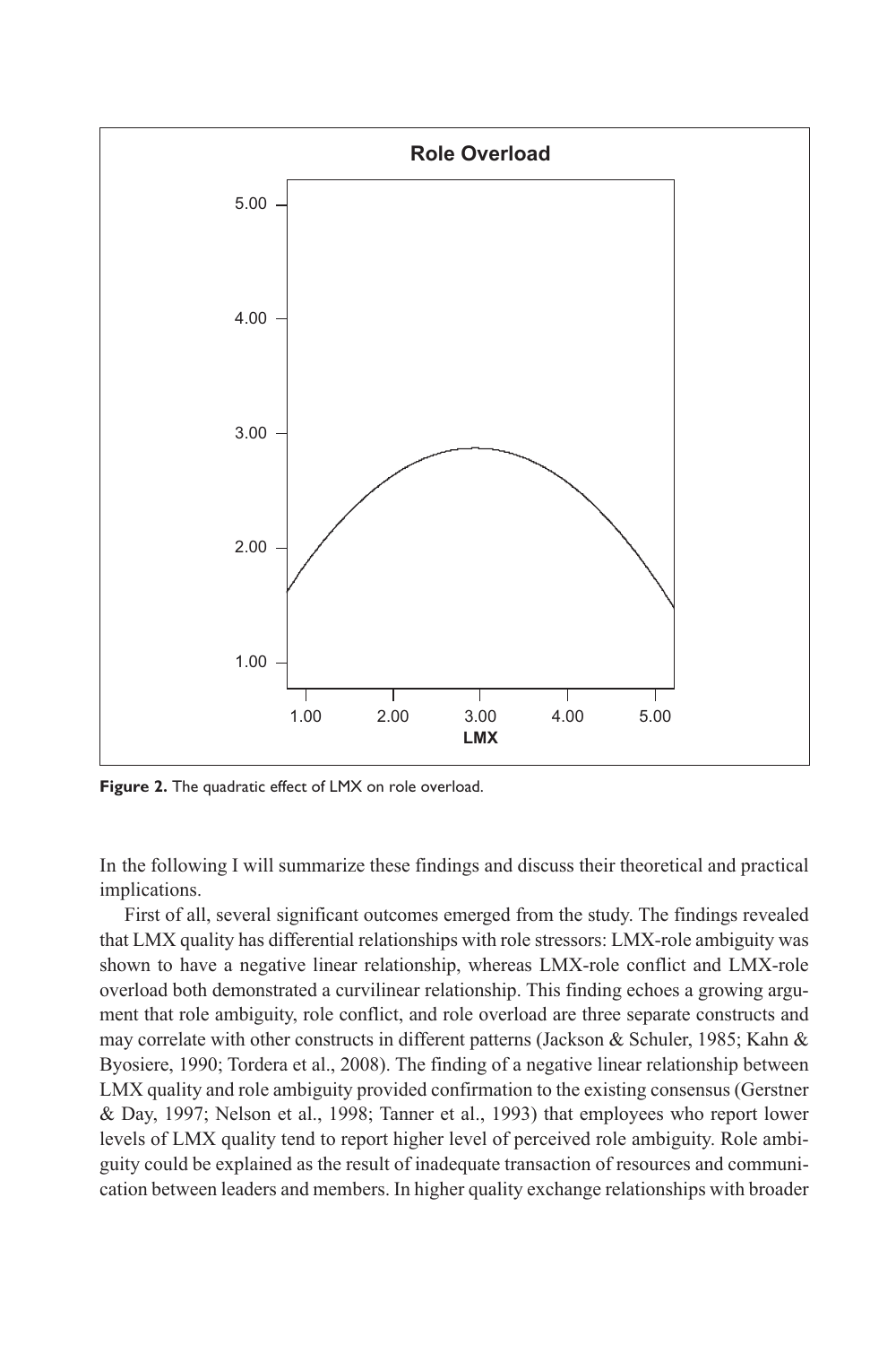**Figure 2.** The quadratic effect of LMX on role overload.

In the following I will summarize these findings and discuss their theoretical and practical implications.

First of all, several significant outcomes emerged from the study. The findings revealed that LMX quality has differential relationships with role stressors: LMX-role ambiguity was shown to have a negative linear relationship, whereas LMX-role conflict and LMX-role overload both demonstrated a curvilinear relationship. This finding echoes a growing argument that role ambiguity, role conflict, and role overload are three separate constructs and may correlate with other constructs in different patterns (Jackson & Schuler, 1985; Kahn & Byosiere, 1990; Tordera et al., 2008). The finding of a negative linear relationship between LMX quality and role ambiguity provided confirmation to the existing consensus (Gerstner & Day, 1997; Nelson et al., 1998; Tanner et al., 1993) that employees who report lower levels of LMX quality tend to report higher level of perceived role ambiguity. Role ambiguity could be explained as the result of inadequate transaction of resources and communication between leaders and members. In higher quality exchange relationships with broader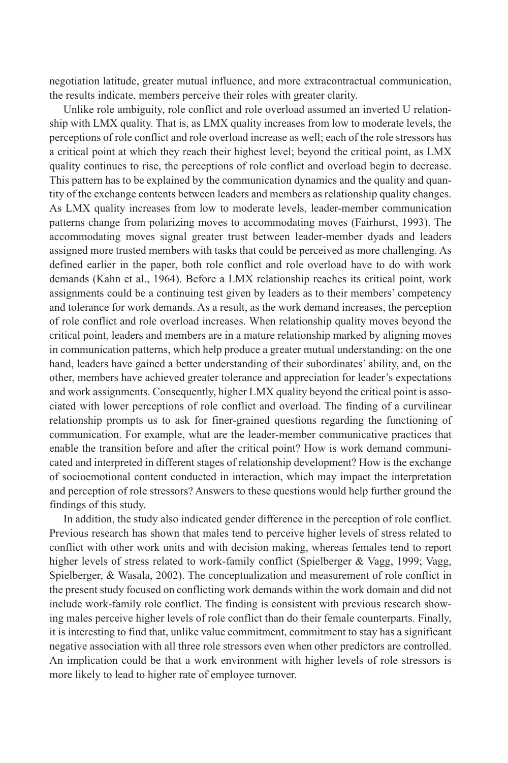negotiation latitude, greater mutual influence, and more extracontractual communication, the results indicate, members perceive their roles with greater clarity.

Unlike role ambiguity, role conflict and role overload assumed an inverted U relationship with LMX quality. That is, as LMX quality increases from low to moderate levels, the perceptions of role conflict and role overload increase as well; each of the role stressors has a critical point at which they reach their highest level; beyond the critical point, as LMX quality continues to rise, the perceptions of role conflict and overload begin to decrease. This pattern has to be explained by the communication dynamics and the quality and quantity of the exchange contents between leaders and members as relationship quality changes. As LMX quality increases from low to moderate levels, leader-member communication patterns change from polarizing moves to accommodating moves (Fairhurst, 1993). The accommodating moves signal greater trust between leader-member dyads and leaders assigned more trusted members with tasks that could be perceived as more challenging. As defined earlier in the paper, both role conflict and role overload have to do with work demands (Kahn et al., 1964). Before a LMX relationship reaches its critical point, work assignments could be a continuing test given by leaders as to their members' competency and tolerance for work demands. As a result, as the work demand increases, the perception of role conflict and role overload increases. When relationship quality moves beyond the critical point, leaders and members are in a mature relationship marked by aligning moves in communication patterns, which help produce a greater mutual understanding: on the one hand, leaders have gained a better understanding of their subordinates' ability, and, on the other, members have achieved greater tolerance and appreciation for leader's expectations and work assignments. Consequently, higher LMX quality beyond the critical point is associated with lower perceptions of role conflict and overload. The finding of a curvilinear relationship prompts us to ask for finer-grained questions regarding the functioning of communication. For example, what are the leader-member communicative practices that enable the transition before and after the critical point? How is work demand communicated and interpreted in different stages of relationship development? How is the exchange of socioemotional content conducted in interaction, which may impact the interpretation and perception of role stressors? Answers to these questions would help further ground the findings of this study.

In addition, the study also indicated gender difference in the perception of role conflict. Previous research has shown that males tend to perceive higher levels of stress related to conflict with other work units and with decision making, whereas females tend to report higher levels of stress related to work-family conflict (Spielberger & Vagg, 1999; Vagg, Spielberger, & Wasala, 2002). The conceptualization and measurement of role conflict in the present study focused on conflicting work demands within the work domain and did not include work-family role conflict. The finding is consistent with previous research showing males perceive higher levels of role conflict than do their female counterparts. Finally, it is interesting to find that, unlike value commitment, commitment to stay has a significant negative association with all three role stressors even when other predictors are controlled. An implication could be that a work environment with higher levels of role stressors is more likely to lead to higher rate of employee turnover.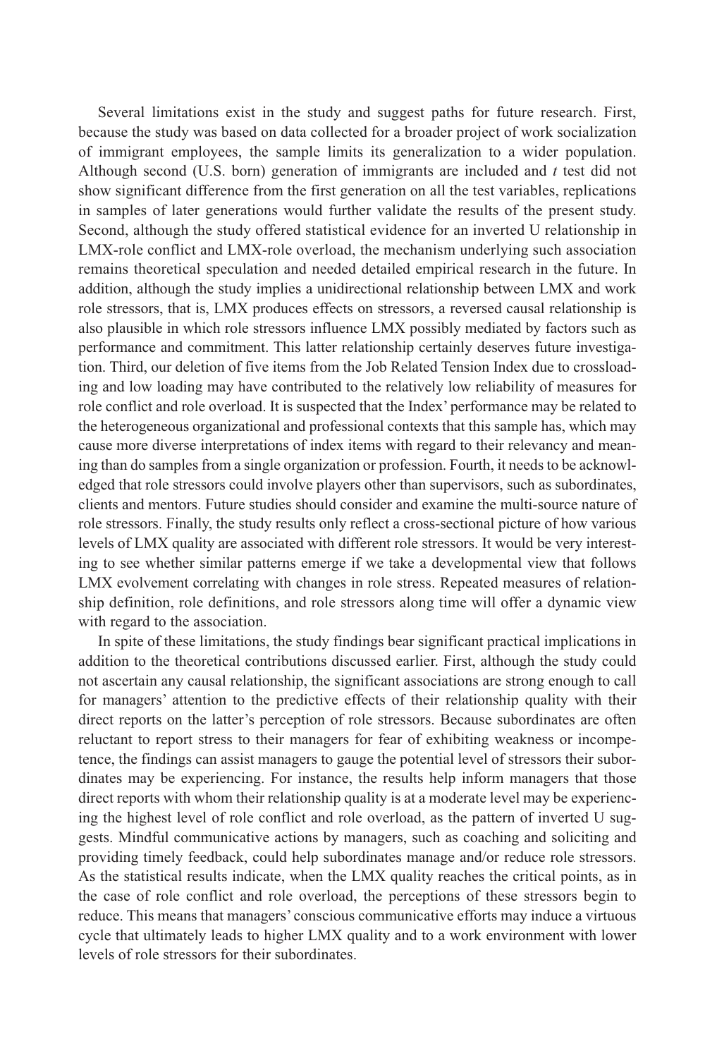Several limitations exist in the study and suggest paths for future research. First, because the study was based on data collected for a broader project of work socialization of immigrant employees, the sample limits its generalization to a wider population. Although second (U.S. born) generation of immigrants are included and *t* test did not show significant difference from the first generation on all the test variables, replications in samples of later generations would further validate the results of the present study. Second, although the study offered statistical evidence for an inverted U relationship in LMX-role conflict and LMX-role overload, the mechanism underlying such association remains theoretical speculation and needed detailed empirical research in the future. In addition, although the study implies a unidirectional relationship between LMX and work role stressors, that is, LMX produces effects on stressors, a reversed causal relationship is also plausible in which role stressors influence LMX possibly mediated by factors such as performance and commitment. This latter relationship certainly deserves future investigation. Third, our deletion of five items from the Job Related Tension Index due to crossloading and low loading may have contributed to the relatively low reliability of measures for role conflict and role overload. It is suspected that the Index' performance may be related to the heterogeneous organizational and professional contexts that this sample has, which may cause more diverse interpretations of index items with regard to their relevancy and meaning than do samples from a single organization or profession. Fourth, it needs to be acknowledged that role stressors could involve players other than supervisors, such as subordinates, clients and mentors. Future studies should consider and examine the multi-source nature of role stressors. Finally, the study results only reflect a cross-sectional picture of how various levels of LMX quality are associated with different role stressors. It would be very interesting to see whether similar patterns emerge if we take a developmental view that follows LMX evolvement correlating with changes in role stress. Repeated measures of relationship definition, role definitions, and role stressors along time will offer a dynamic view with regard to the association.

In spite of these limitations, the study findings bear significant practical implications in addition to the theoretical contributions discussed earlier. First, although the study could not ascertain any causal relationship, the significant associations are strong enough to call for managers' attention to the predictive effects of their relationship quality with their direct reports on the latter's perception of role stressors. Because subordinates are often reluctant to report stress to their managers for fear of exhibiting weakness or incompetence, the findings can assist managers to gauge the potential level of stressors their subordinates may be experiencing. For instance, the results help inform managers that those direct reports with whom their relationship quality is at a moderate level may be experiencing the highest level of role conflict and role overload, as the pattern of inverted U suggests. Mindful communicative actions by managers, such as coaching and soliciting and providing timely feedback, could help subordinates manage and/or reduce role stressors. As the statistical results indicate, when the LMX quality reaches the critical points, as in the case of role conflict and role overload, the perceptions of these stressors begin to reduce. This means that managers' conscious communicative efforts may induce a virtuous cycle that ultimately leads to higher LMX quality and to a work environment with lower levels of role stressors for their subordinates.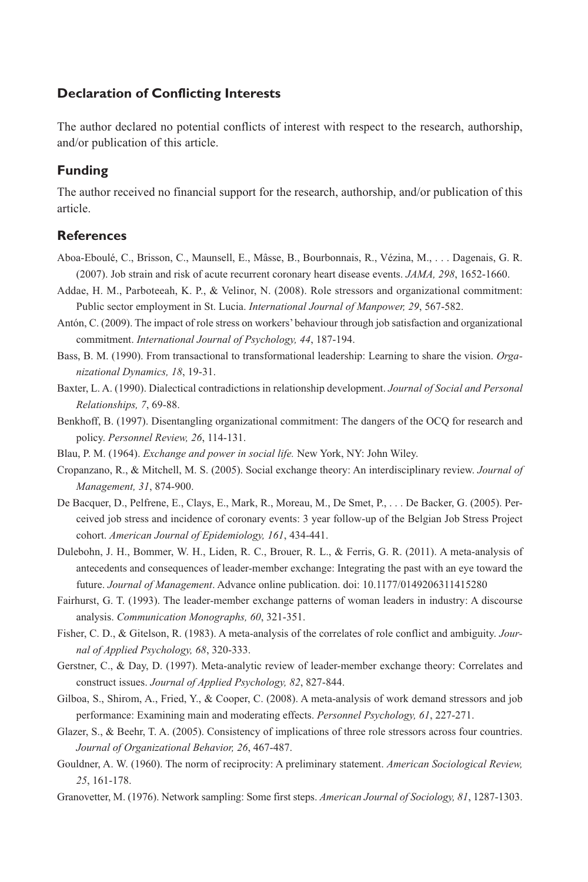## Declaration of Conflicting Interests

The author declared no potential conflicts of interest with respect to the research, authorship, and/or publication of this article.

## Funding

The author received no financial support for the research, authorship, and/or publication of this article.

## References

Aboa-Eboulé, C., Brisson, C., Maunsell, E., Mâsse, B., Bourbonnais, R., Vézina, M., . . . Dagenais, G. R. (2007). Job strain and risk of acute recurrent coronary heart disease events. *JAMA, 298*, 1652-1660.

Addae, H. M., Parboteeah, K. P., & Velinor, N. (2008). Role stressors and organizational commitment: Public sector employment in St. Lucia. *International Journal of Manpower, 29*, 567-582.

Antón, C. (2009). The impact of role stress on workers' behaviour through job satisfaction and organizational commitment. *International Journal of Psychology, 44*, 187-194.

Bass, B. M. (1990). From transactional to transformational leadership: Learning to share the vision. *Organizational Dynamics, 18*, 19-31.

Baxter, L. A. (1990). Dialectical contradictions in relationship development. *Journal of Social and Personal Relationships, 7*, 69-88.

Benkhoff, B. (1997). Disentangling organizational commitment: The dangers of the OCQ for research and policy. *Personnel Review, 26*, 114-131.

Blau, P. M. (1964). *Exchange and power in social life.* New York, NY: John Wiley.

Cropanzano, R., & Mitchell, M. S. (2005). Social exchange theory: An interdisciplinary review. *Journal of Management, 31*, 874-900.

De Bacquer, D., Pelfrene, E., Clays, E., Mark, R., Moreau, M., De Smet, P., . . . De Backer, G. (2005). Perceived job stress and incidence of coronary events: 3 year follow-up of the Belgian Job Stress Project cohort. *American Journal of Epidemiology, 161*, 434-441.

Dulebohn, J. H., Bommer, W. H., Liden, R. C., Brouer, R. L., & Ferris, G. R. (2011). A meta-analysis of antecedents and consequences of leader-member exchange: Integrating the past with an eye toward the future. *Journal of Management*. Advance online publication. doi: 10.1177/0149206311415280

Fairhurst, G. T. (1993). The leader-member exchange patterns of woman leaders in industry: A discourse analysis. *Communication Monographs, 60*, 321-351.

Fisher, C. D., & Gitelson, R. (1983). A meta-analysis of the correlates of role conflict and ambiguity. *Journal of Applied Psychology, 68*, 320-333.

Gerstner, C., & Day, D. (1997). Meta-analytic review of leader-member exchange theory: Correlates and construct issues. *Journal of Applied Psychology, 82*, 827-844.

Gilboa, S., Shirom, A., Fried, Y., & Cooper, C. (2008). A meta-analysis of work demand stressors and job performance: Examining main and moderating effects. *Personnel Psychology, 61*, 227-271.

Glazer, S., & Beehr, T. A. (2005). Consistency of implications of three role stressors across four countries. *Journal of Organizational Behavior, 26*, 467-487.

Gouldner, A. W. (1960). The norm of reciprocity: A preliminary statement. *American Sociological Review, 25*, 161-178.

Granovetter, M. (1976). Network sampling: Some first steps. *American Journal of Sociology, 81*, 1287-1303.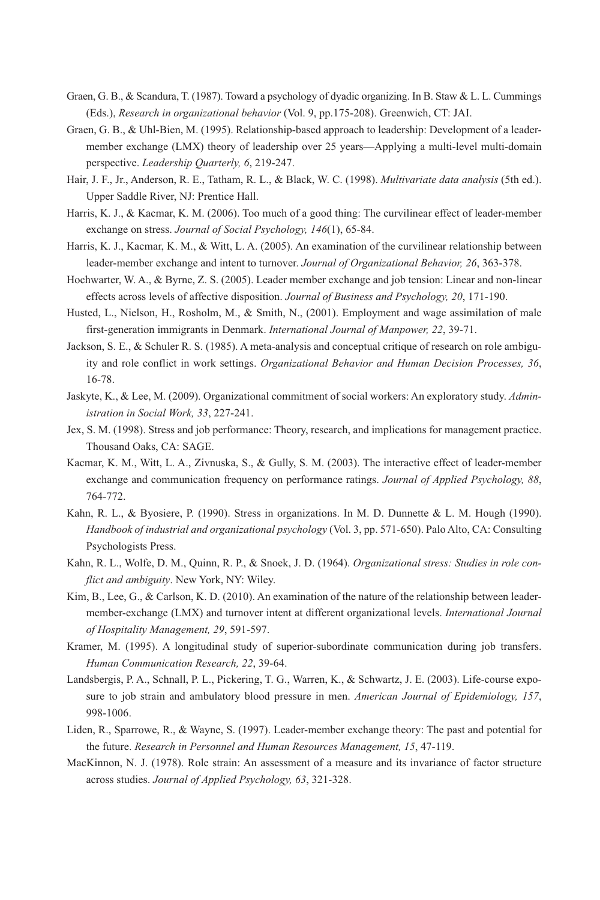Graen, G. B., & Scandura, T. (1987). Toward a psychology of dyadic organizing. In B. Staw & L. L. Cummings (Eds.), *Research in organizational behavior* (Vol. 9, pp.175-208). Greenwich, CT: JAI.

Graen, G. B., & Uhl-Bien, M. (1995). Relationship-based approach to leadership: Development of a leader-member exchange (LMX) theory of leadership over 25 years—Applying a multi-level multi-domain perspective. *Leadership Quarterly, 6*, 219-247.

Hair, J. F., Jr., Anderson, R. E., Tatham, R. L., & Black, W. C. (1998). *Multivariate data analysis* (5th ed.). Upper Saddle River, NJ: Prentice Hall.

Harris, K. J., & Kacmar, K. M. (2006). Too much of a good thing: The curvilinear effect of leader-member exchange on stress. *Journal of Social Psychology, 146*(1), 65-84.

Harris, K. J., Kacmar, K. M., & Witt, L. A. (2005). An examination of the curvilinear relationship between leader-member exchange and intent to turnover. *Journal of Organizational Behavior, 26*, 363-378.

Hochwarter, W. A., & Byrne, Z. S. (2005). Leader member exchange and job tension: Linear and non-linear effects across levels of affective disposition. *Journal of Business and Psychology, 20*, 171-190.

Husted, L., Nielson, H., Rosholm, M., & Smith, N., (2001). Employment and wage assimilation of male first-generation immigrants in Denmark. *International Journal of Manpower, 22*, 39-71.

Jackson, S. E., & Schuler R. S. (1985). A meta-analysis and conceptual critique of research on role ambiguity and role conflict in work settings. *Organizational Behavior and Human Decision Processes, 36*, 16-78.

Jaskyte, K., & Lee, M. (2009). Organizational commitment of social workers: An exploratory study. *Administration in Social Work, 33*, 227-241.

Jex, S. M. (1998). Stress and job performance: Theory, research, and implications for management practice. Thousand Oaks, CA: SAGE.

Kacmar, K. M., Witt, L. A., Zivnuska, S., & Gully, S. M. (2003). The interactive effect of leader-member exchange and communication frequency on performance ratings. *Journal of Applied Psychology, 88*, 764-772.

Kahn, R. L., & Byosiere, P. (1990). Stress in organizations. In M. D. Dunnette & L. M. Hough (1990). *Handbook of industrial and organizational psychology* (Vol. 3, pp. 571-650). Palo Alto, CA: Consulting Psychologists Press.

Kahn, R. L., Wolfe, D. M., Quinn, R. P., & Snoek, J. D. (1964). *Organizational stress: Studies in role conflict and ambiguity*. New York, NY: Wiley.

Kim, B., Lee, G., & Carlson, K. D. (2010). An examination of the nature of the relationship between leader-member-exchange (LMX) and turnover intent at different organizational levels. *International Journal of Hospitality Management, 29*, 591-597.

Kramer, M. (1995). A longitudinal study of superior-subordinate communication during job transfers. *Human Communication Research, 22*, 39-64.

Landsbergis, P. A., Schnall, P. L., Pickering, T. G., Warren, K., & Schwartz, J. E. (2003). Life-course exposure to job strain and ambulatory blood pressure in men. *American Journal of Epidemiology, 157*, 998-1006.

Liden, R., Sparrowe, R., & Wayne, S. (1997). Leader-member exchange theory: The past and potential for the future. *Research in Personnel and Human Resources Management, 15*, 47-119.

MacKinnon, N. J. (1978). Role strain: An assessment of a measure and its invariance of factor structure across studies. *Journal of Applied Psychology, 63*, 321-328.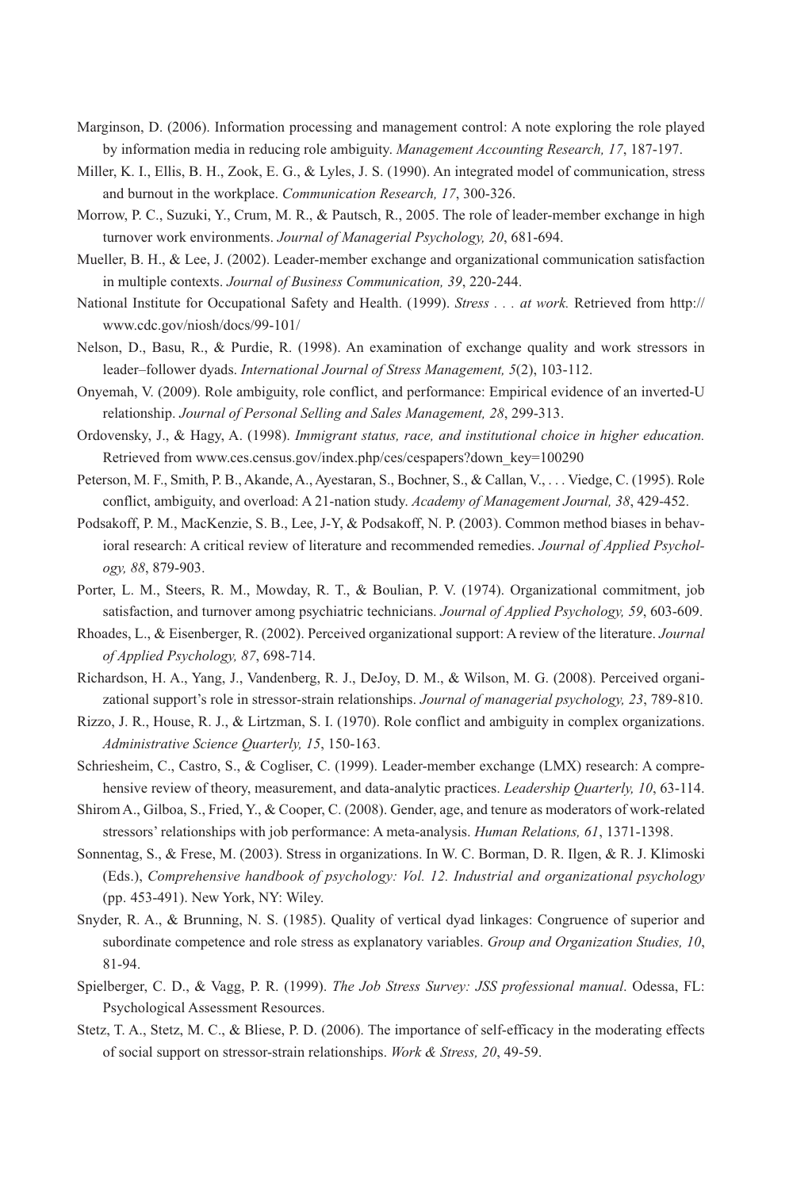Marginson, D. (2006). Information processing and management control: A note exploring the role played by information media in reducing role ambiguity. *Management Accounting Research, 17*, 187-197.

Miller, K. I., Ellis, B. H., Zook, E. G., & Lyles, J. S. (1990). An integrated model of communication, stress and burnout in the workplace. *Communication Research, 17*, 300-326.

Morrow, P. C., Suzuki, Y., Crum, M. R., & Pautsch, R., 2005. The role of leader-member exchange in high turnover work environments. *Journal of Managerial Psychology, 20*, 681-694.

Mueller, B. H., & Lee, J. (2002). Leader-member exchange and organizational communication satisfaction in multiple contexts. *Journal of Business Communication, 39*, 220-244.

National Institute for Occupational Safety and Health. (1999). *Stress . . . at work.* Retrieved from http://www.cdc.gov/niosh/docs/99-101/

Nelson, D., Basu, R., & Purdie, R. (1998). An examination of exchange quality and work stressors in leader–follower dyads. *International Journal of Stress Management, 5*(2), 103-112.

Onyemah, V. (2009). Role ambiguity, role conflict, and performance: Empirical evidence of an inverted-U relationship. *Journal of Personal Selling and Sales Management, 28*, 299-313.

Ordovensky, J., & Hagy, A. (1998). *Immigrant status, race, and institutional choice in higher education.* Retrieved from www.ces.census.gov/index.php/ces/cespapers?down_key=100290

Peterson, M. F., Smith, P. B., Akande, A., Ayestaran, S., Bochner, S., & Callan, V., . . . Viedge, C. (1995). Role conflict, ambiguity, and overload: A 21-nation study. *Academy of Management Journal, 38*, 429-452.

Podsakoff, P. M., MacKenzie, S. B., Lee, J-Y, & Podsakoff, N. P. (2003). Common method biases in behavioral research: A critical review of literature and recommended remedies. *Journal of Applied Psychology, 88*, 879-903.

Porter, L. M., Steers, R. M., Mowday, R. T., & Boulian, P. V. (1974). Organizational commitment, job satisfaction, and turnover among psychiatric technicians. *Journal of Applied Psychology, 59*, 603-609.

Rhoades, L., & Eisenberger, R. (2002). Perceived organizational support: A review of the literature. *Journal of Applied Psychology, 87*, 698-714.

Richardson, H. A., Yang, J., Vandenberg, R. J., DeJoy, D. M., & Wilson, M. G. (2008). Perceived organizational support's role in stressor-strain relationships. *Journal of managerial psychology, 23*, 789-810.

Rizzo, J. R., House, R. J., & Lirtzman, S. I. (1970). Role conflict and ambiguity in complex organizations. *Administrative Science Quarterly, 15*, 150-163.

Schriesheim, C., Castro, S., & Cogliser, C. (1999). Leader-member exchange (LMX) research: A comprehensive review of theory, measurement, and data-analytic practices. *Leadership Quarterly, 10*, 63-114.

Shirom A., Gilboa, S., Fried, Y., & Cooper, C. (2008). Gender, age, and tenure as moderators of work-related stressors' relationships with job performance: A meta-analysis. *Human Relations, 61*, 1371-1398.

Sonnentag, S., & Frese, M. (2003). Stress in organizations. In W. C. Borman, D. R. Ilgen, & R. J. Klimoski (Eds.), *Comprehensive handbook of psychology: Vol. 12. Industrial and organizational psychology* (pp. 453-491). New York, NY: Wiley.

Snyder, R. A., & Brunning, N. S. (1985). Quality of vertical dyad linkages: Congruence of superior and subordinate competence and role stress as explanatory variables. *Group and Organization Studies, 10*, 81-94.

Spielberger, C. D., & Vagg, P. R. (1999). *The Job Stress Survey: JSS professional manual*. Odessa, FL: Psychological Assessment Resources.

Stetz, T. A., Stetz, M. C., & Bliese, P. D. (2006). The importance of self-efficacy in the moderating effects of social support on stressor-strain relationships. *Work & Stress, 20*, 49-59.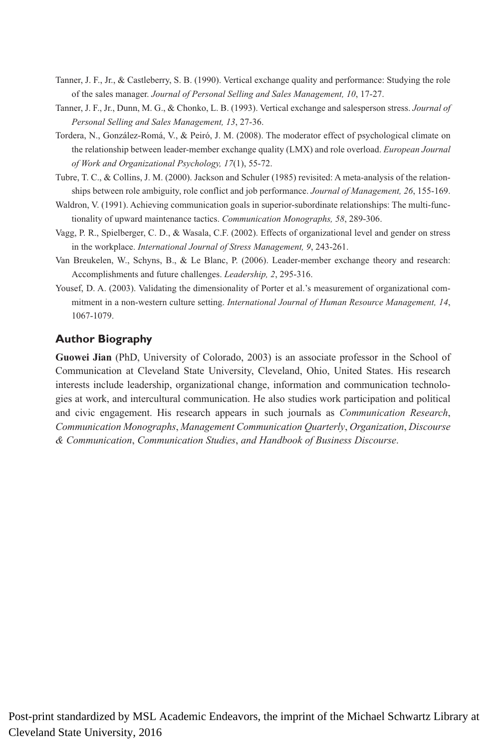Tanner, J. F., Jr., & Castleberry, S. B. (1990). Vertical exchange quality and performance: Studying the role of the sales manager. *Journal of Personal Selling and Sales Management, 10*, 17-27.

Tanner, J. F., Jr., Dunn, M. G., & Chonko, L. B. (1993). Vertical exchange and salesperson stress. *Journal of Personal Selling and Sales Management, 13*, 27-36.

Tordera, N., González-Romá, V., & Peiró, J. M. (2008). The moderator effect of psychological climate on the relationship between leader-member exchange quality (LMX) and role overload. *European Journal of Work and Organizational Psychology, 17*(1), 55-72.

Tubre, T. C., & Collins, J. M. (2000). Jackson and Schuler (1985) revisited: A meta-analysis of the relationships between role ambiguity, role conflict and job performance. *Journal of Management, 26*, 155-169.

Waldron, V. (1991). Achieving communication goals in superior-subordinate relationships: The multi-functionality of upward maintenance tactics. *Communication Monographs, 58*, 289-306.

Vagg, P. R., Spielberger, C. D., & Wasala, C.F. (2002). Effects of organizational level and gender on stress in the workplace. *International Journal of Stress Management, 9*, 243-261.

Van Breukelen, W., Schyns, B., & Le Blanc, P. (2006). Leader-member exchange theory and research: Accomplishments and future challenges. *Leadership, 2*, 295-316.

Yousef, D. A. (2003). Validating the dimensionality of Porter et al.'s measurement of organizational commitment in a non-western culture setting. *International Journal of Human Resource Management, 14*, 1067-1079.

## Author Biography

**Guowei Jian** (PhD, University of Colorado, 2003) is an associate professor in the School of Communication at Cleveland State University, Cleveland, Ohio, United States. His research interests include leadership, organizational change, information and communication technologies at work, and intercultural communication. He also studies work participation and political and civic engagement. His research appears in such journals as *Communication Research*, *Communication Monographs*, *Management Communication Quarterly*, *Organization*, *Discourse & Communication*, *Communication Studies*, *and Handbook of Business Discourse*.

Post-print standardized by MSL Academic Endeavors, the imprint of the Michael Schwartz Library at Cleveland State University, 2016